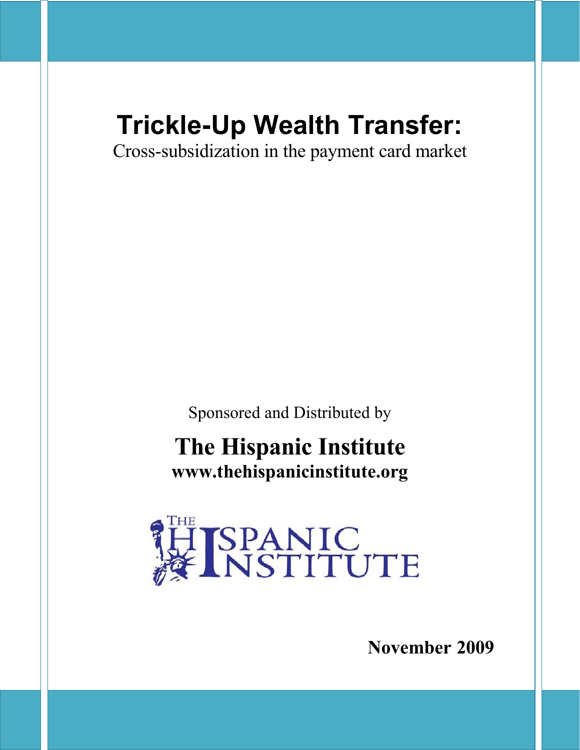# Trickle-Up Wealth Transfer:

Cross-subsidization in the payment card market

Sponsored and Distributed by

**The Hispanic Institute**

**www.thehispanicinstitute.org**

THE HISPANIC INSTITUTE

**November 2009**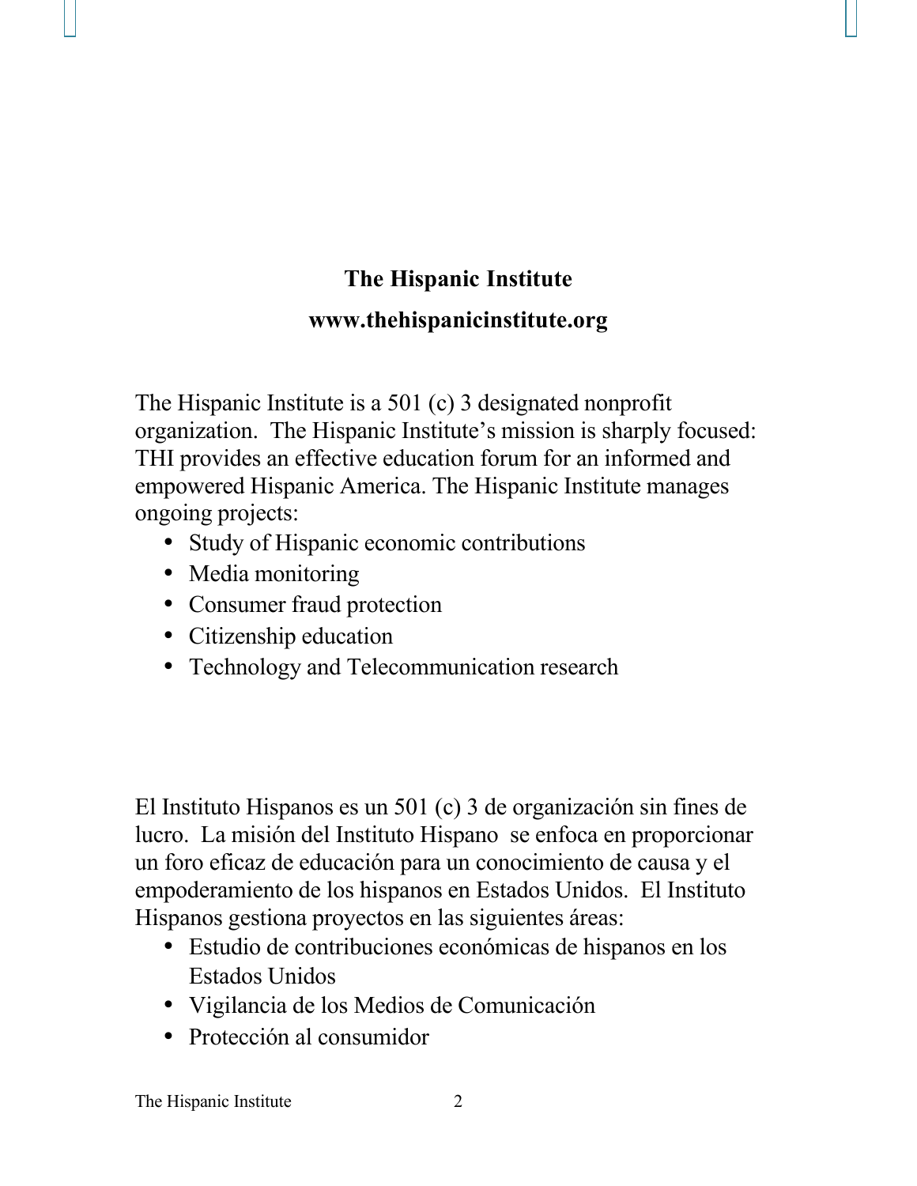**The Hispanic Institute**

**www.thehispanicinstitute.org**

The Hispanic Institute is a 501 (c) 3 designated nonprofit organization. The Hispanic Institute's mission is sharply focused: THI provides an effective education forum for an informed and empowered Hispanic America. The Hispanic Institute manages ongoing projects:

- Study of Hispanic economic contributions
- Media monitoring
- Consumer fraud protection
- Citizenship education
- Technology and Telecommunication research

El Instituto Hispanos es un 501 (c) 3 de organización sin fines de lucro. La misión del Instituto Hispano se enfoca en proporcionar un foro eficaz de educación para un conocimiento de causa y el empoderamiento de los hispanos en Estados Unidos. El Instituto Hispanos gestiona proyectos en las siguientes áreas:

- Estudio de contribuciones económicas de hispanos en los Estados Unidos
- Vigilancia de los Medios de Comunicación
- Protección al consumidor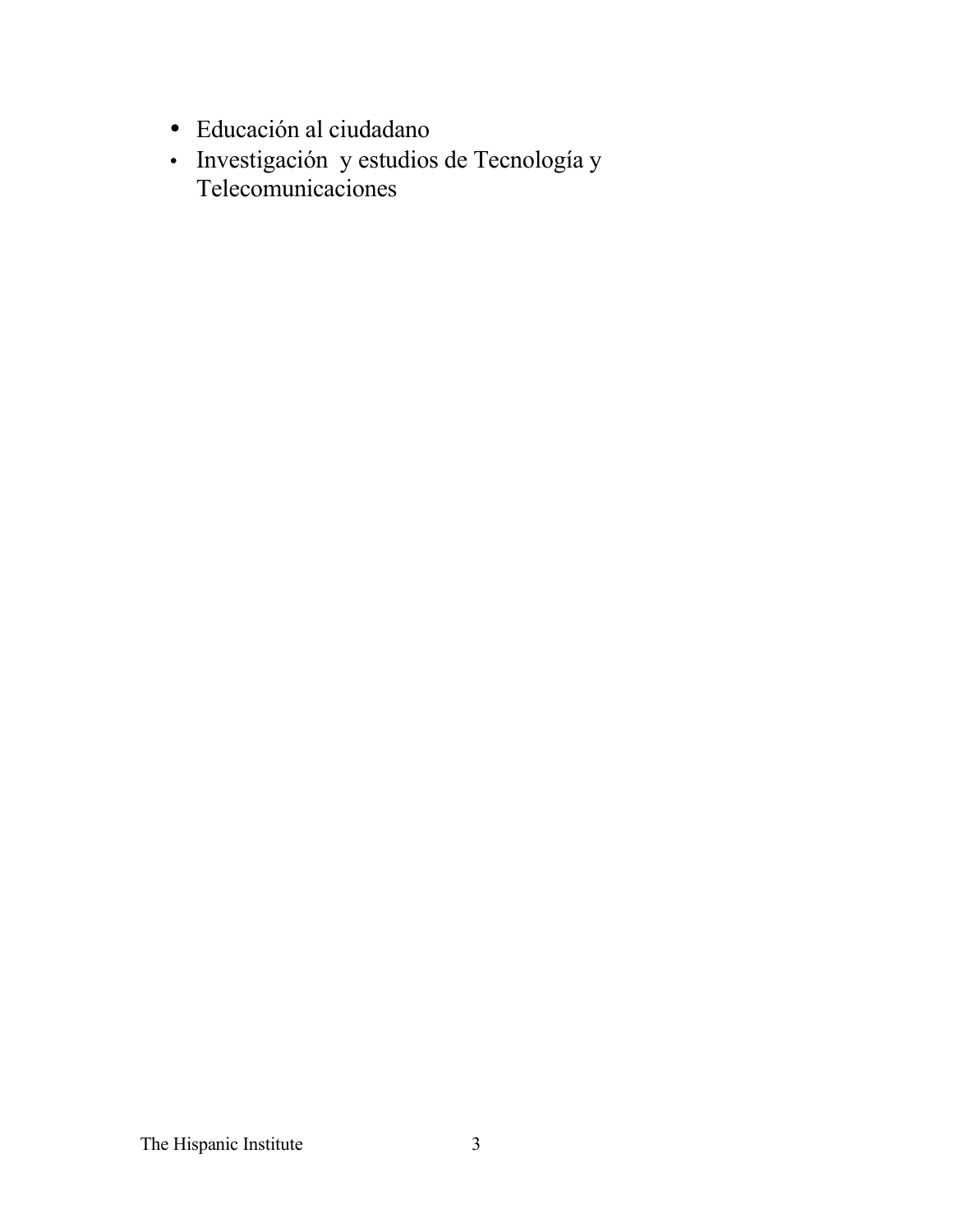- Educación al ciudadano
- Investigación  y estudios de Tecnología y Telecomunicaciones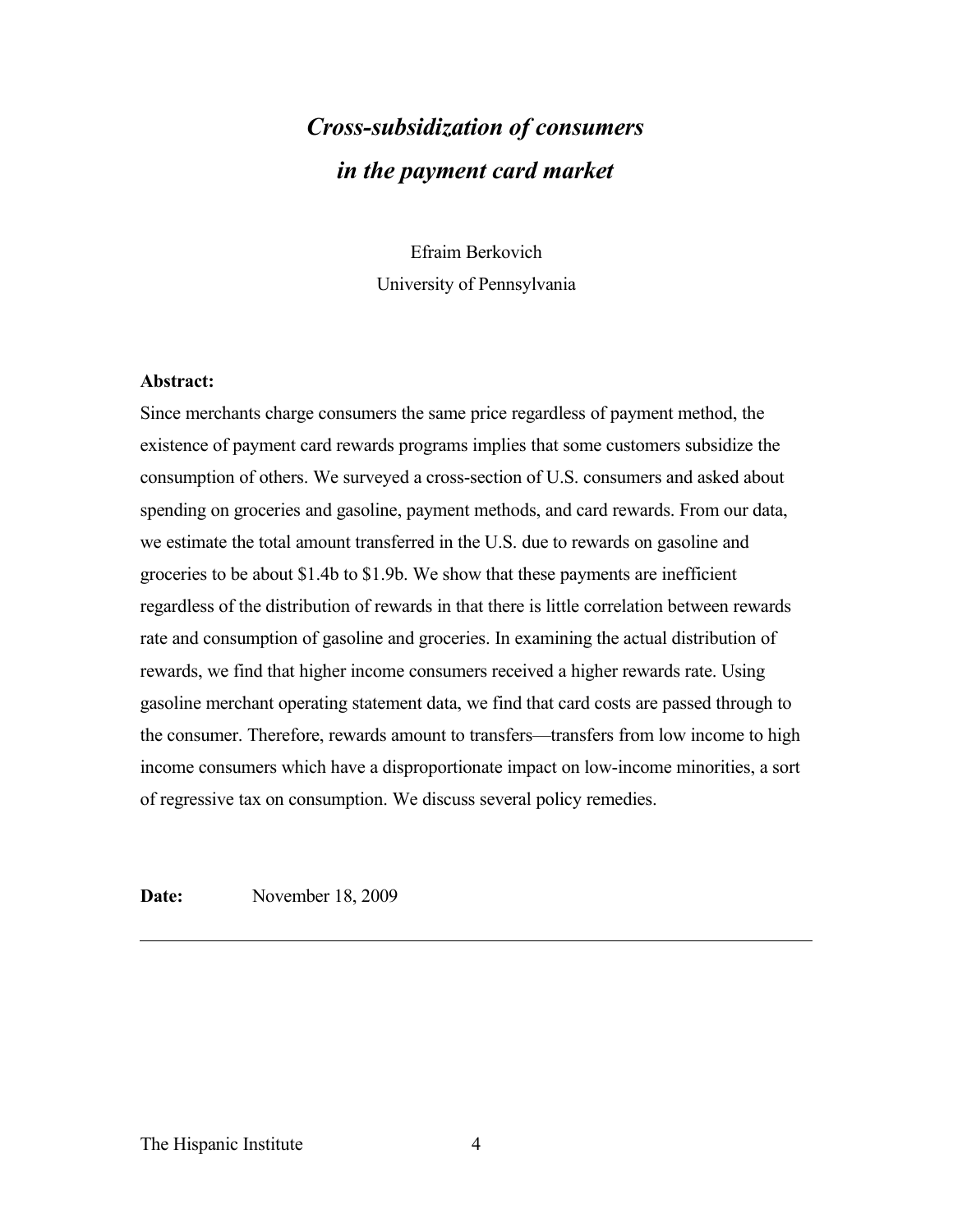# *Cross-subsidization of consumers in the payment card market*

Efraim Berkovich
University of Pennsylvania

**Abstract:**

Since merchants charge consumers the same price regardless of payment method, the existence of payment card rewards programs implies that some customers subsidize the consumption of others. We surveyed a cross-section of U.S. consumers and asked about spending on groceries and gasoline, payment methods, and card rewards. From our data, we estimate the total amount transferred in the U.S. due to rewards on gasoline and groceries to be about $1.4b to $1.9b. We show that these payments are inefficient regardless of the distribution of rewards in that there is little correlation between rewards rate and consumption of gasoline and groceries. In examining the actual distribution of rewards, we find that higher income consumers received a higher rewards rate. Using gasoline merchant operating statement data, we find that card costs are passed through to the consumer. Therefore, rewards amount to transfers—transfers from low income to high income consumers which have a disproportionate impact on low-income minorities, a sort of regressive tax on consumption. We discuss several policy remedies.

**Date:** November 18, 2009

---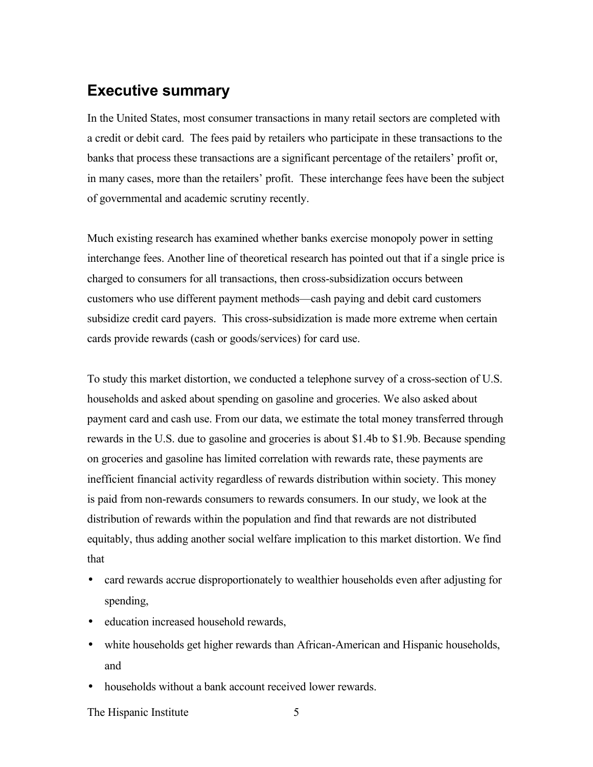## Executive summary

In the United States, most consumer transactions in many retail sectors are completed with a credit or debit card. The fees paid by retailers who participate in these transactions to the banks that process these transactions are a significant percentage of the retailers' profit or, in many cases, more than the retailers' profit. These interchange fees have been the subject of governmental and academic scrutiny recently.

Much existing research has examined whether banks exercise monopoly power in setting interchange fees. Another line of theoretical research has pointed out that if a single price is charged to consumers for all transactions, then cross-subsidization occurs between customers who use different payment methods—cash paying and debit card customers subsidize credit card payers. This cross-subsidization is made more extreme when certain cards provide rewards (cash or goods/services) for card use.

To study this market distortion, we conducted a telephone survey of a cross-section of U.S. households and asked about spending on gasoline and groceries. We also asked about payment card and cash use. From our data, we estimate the total money transferred through rewards in the U.S. due to gasoline and groceries is about $1.4b to $1.9b. Because spending on groceries and gasoline has limited correlation with rewards rate, these payments are inefficient financial activity regardless of rewards distribution within society. This money is paid from non-rewards consumers to rewards consumers. In our study, we look at the distribution of rewards within the population and find that rewards are not distributed equitably, thus adding another social welfare implication to this market distortion. We find that

- card rewards accrue disproportionately to wealthier households even after adjusting for spending,
- education increased household rewards,
- white households get higher rewards than African-American and Hispanic households, and
- households without a bank account received lower rewards.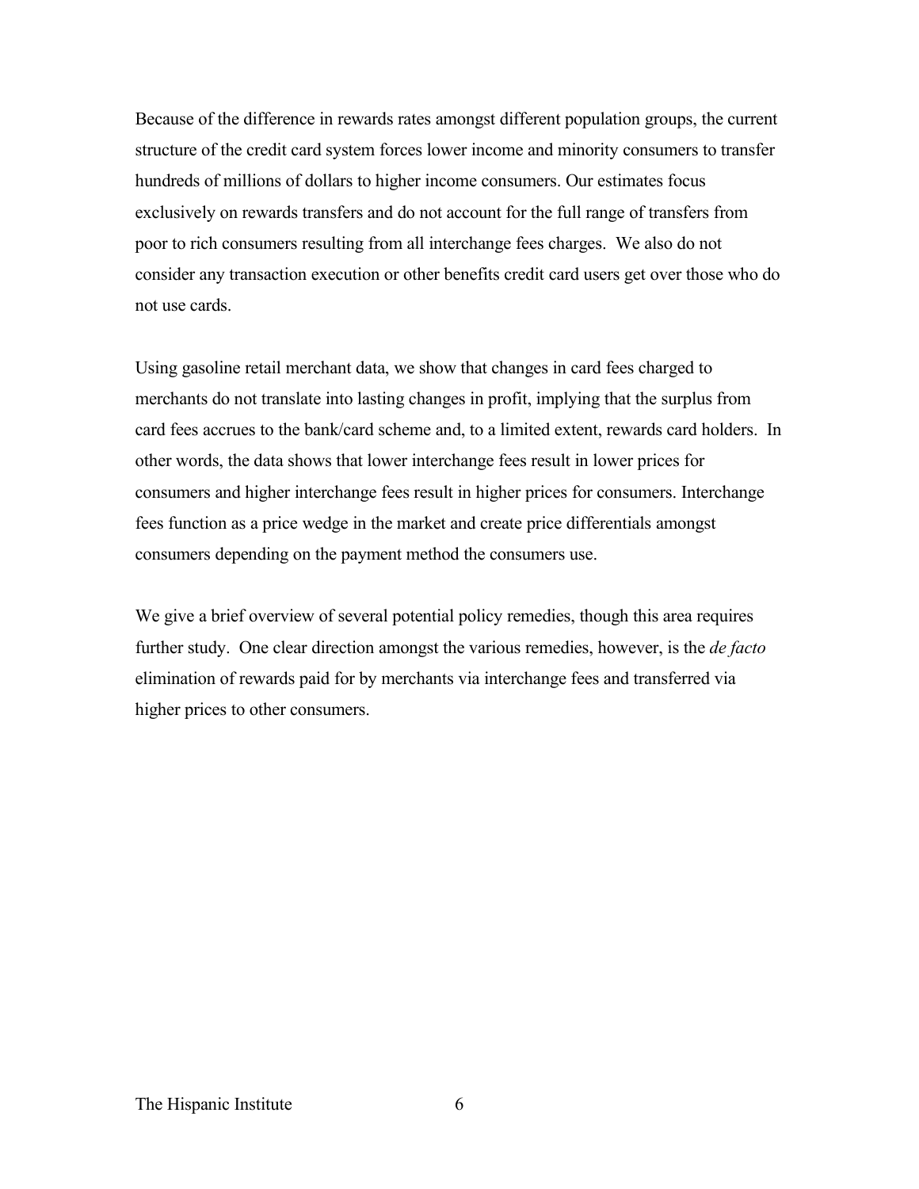Because of the difference in rewards rates amongst different population groups, the current structure of the credit card system forces lower income and minority consumers to transfer hundreds of millions of dollars to higher income consumers. Our estimates focus exclusively on rewards transfers and do not account for the full range of transfers from poor to rich consumers resulting from all interchange fees charges. We also do not consider any transaction execution or other benefits credit card users get over those who do not use cards.

Using gasoline retail merchant data, we show that changes in card fees charged to merchants do not translate into lasting changes in profit, implying that the surplus from card fees accrues to the bank/card scheme and, to a limited extent, rewards card holders. In other words, the data shows that lower interchange fees result in lower prices for consumers and higher interchange fees result in higher prices for consumers. Interchange fees function as a price wedge in the market and create price differentials amongst consumers depending on the payment method the consumers use.

We give a brief overview of several potential policy remedies, though this area requires further study. One clear direction amongst the various remedies, however, is the *de facto* elimination of rewards paid for by merchants via interchange fees and transferred via higher prices to other consumers.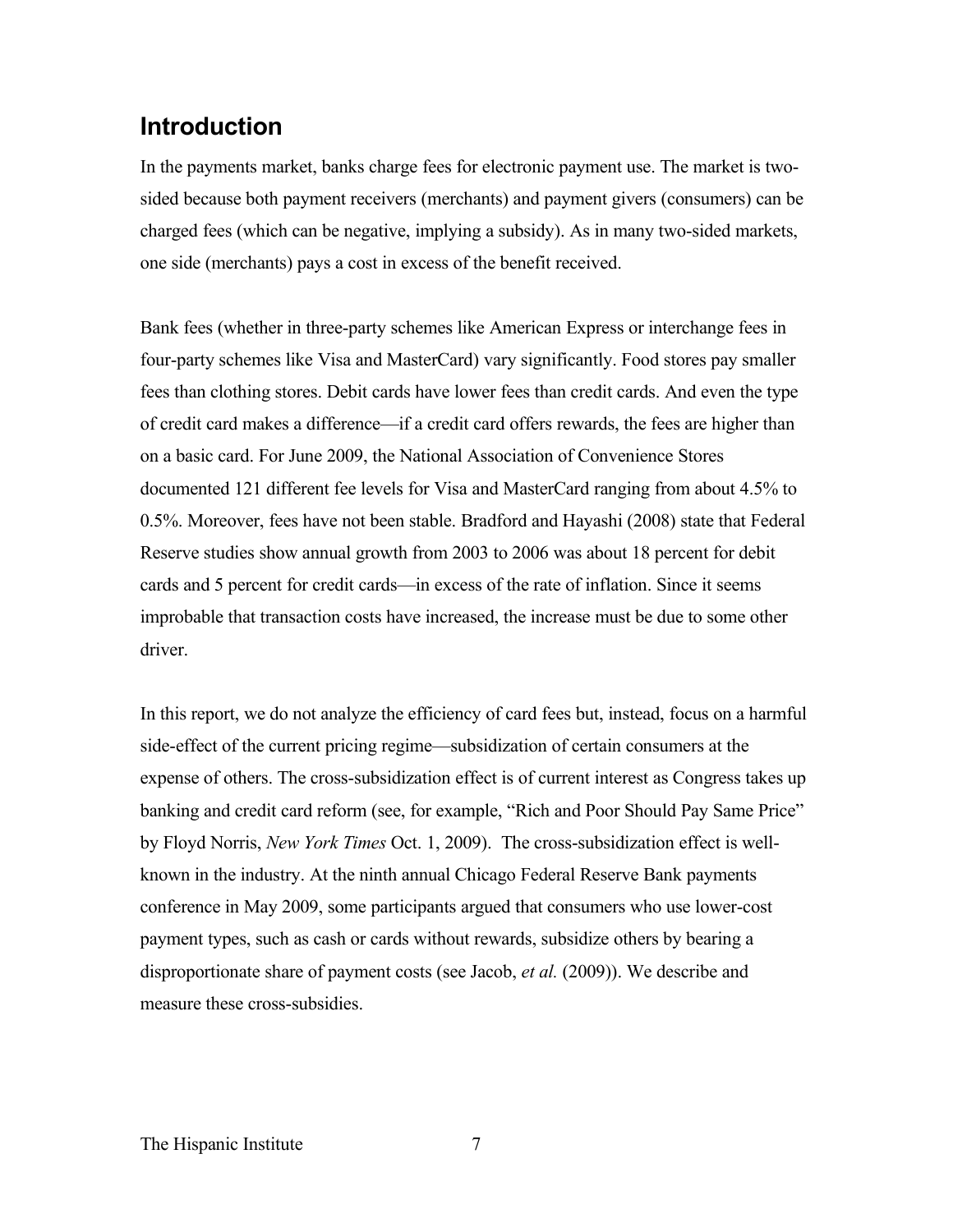## Introduction

In the payments market, banks charge fees for electronic payment use. The market is two-sided because both payment receivers (merchants) and payment givers (consumers) can be charged fees (which can be negative, implying a subsidy). As in many two-sided markets, one side (merchants) pays a cost in excess of the benefit received.

Bank fees (whether in three-party schemes like American Express or interchange fees in four-party schemes like Visa and MasterCard) vary significantly. Food stores pay smaller fees than clothing stores. Debit cards have lower fees than credit cards. And even the type of credit card makes a difference—if a credit card offers rewards, the fees are higher than on a basic card. For June 2009, the National Association of Convenience Stores documented 121 different fee levels for Visa and MasterCard ranging from about 4.5% to 0.5%. Moreover, fees have not been stable. Bradford and Hayashi (2008) state that Federal Reserve studies show annual growth from 2003 to 2006 was about 18 percent for debit cards and 5 percent for credit cards—in excess of the rate of inflation. Since it seems improbable that transaction costs have increased, the increase must be due to some other driver.

In this report, we do not analyze the efficiency of card fees but, instead, focus on a harmful side-effect of the current pricing regime—subsidization of certain consumers at the expense of others. The cross-subsidization effect is of current interest as Congress takes up banking and credit card reform (see, for example, "Rich and Poor Should Pay Same Price" by Floyd Norris, *New York Times* Oct. 1, 2009). The cross-subsidization effect is well-known in the industry. At the ninth annual Chicago Federal Reserve Bank payments conference in May 2009, some participants argued that consumers who use lower-cost payment types, such as cash or cards without rewards, subsidize others by bearing a disproportionate share of payment costs (see Jacob, *et al.* (2009)). We describe and measure these cross-subsidies.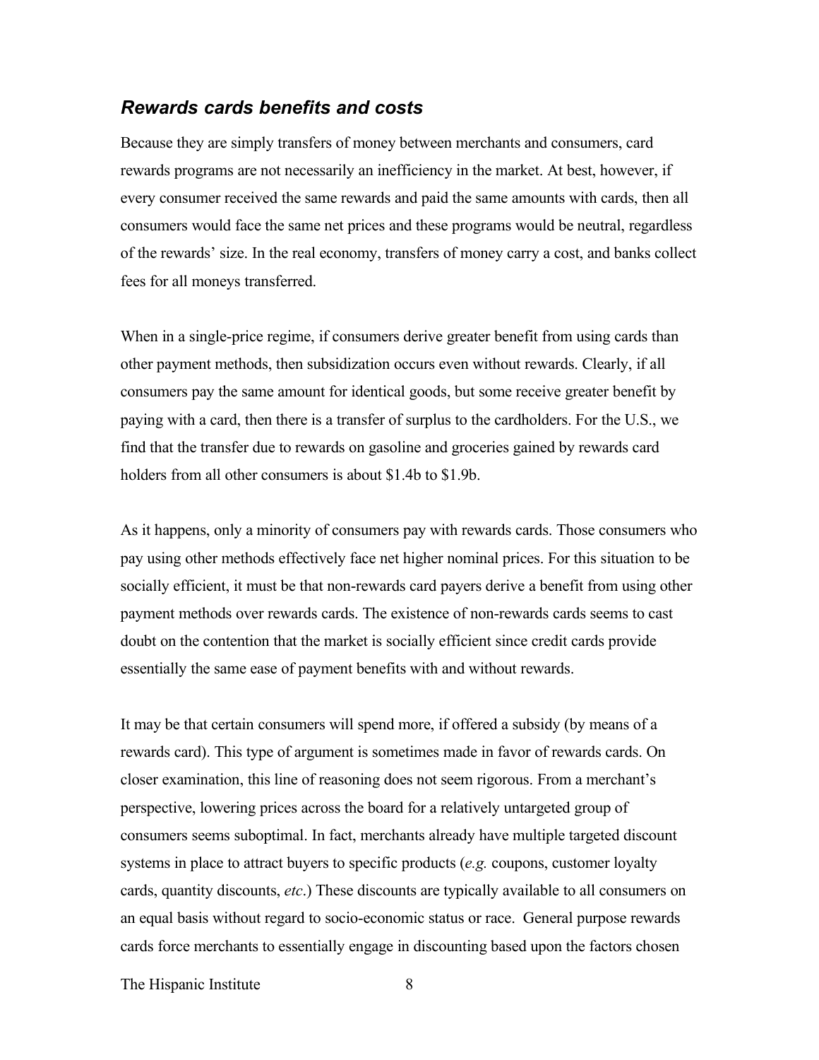### *Rewards cards benefits and costs*

Because they are simply transfers of money between merchants and consumers, card rewards programs are not necessarily an inefficiency in the market. At best, however, if every consumer received the same rewards and paid the same amounts with cards, then all consumers would face the same net prices and these programs would be neutral, regardless of the rewards' size. In the real economy, transfers of money carry a cost, and banks collect fees for all moneys transferred.

When in a single-price regime, if consumers derive greater benefit from using cards than other payment methods, then subsidization occurs even without rewards. Clearly, if all consumers pay the same amount for identical goods, but some receive greater benefit by paying with a card, then there is a transfer of surplus to the cardholders. For the U.S., we find that the transfer due to rewards on gasoline and groceries gained by rewards card holders from all other consumers is about $1.4b to $1.9b.

As it happens, only a minority of consumers pay with rewards cards. Those consumers who pay using other methods effectively face net higher nominal prices. For this situation to be socially efficient, it must be that non-rewards card payers derive a benefit from using other payment methods over rewards cards. The existence of non-rewards cards seems to cast doubt on the contention that the market is socially efficient since credit cards provide essentially the same ease of payment benefits with and without rewards.

It may be that certain consumers will spend more, if offered a subsidy (by means of a rewards card). This type of argument is sometimes made in favor of rewards cards. On closer examination, this line of reasoning does not seem rigorous. From a merchant's perspective, lowering prices across the board for a relatively untargeted group of consumers seems suboptimal. In fact, merchants already have multiple targeted discount systems in place to attract buyers to specific products (*e.g.* coupons, customer loyalty cards, quantity discounts, *etc*.) These discounts are typically available to all consumers on an equal basis without regard to socio-economic status or race. General purpose rewards cards force merchants to essentially engage in discounting based upon the factors chosen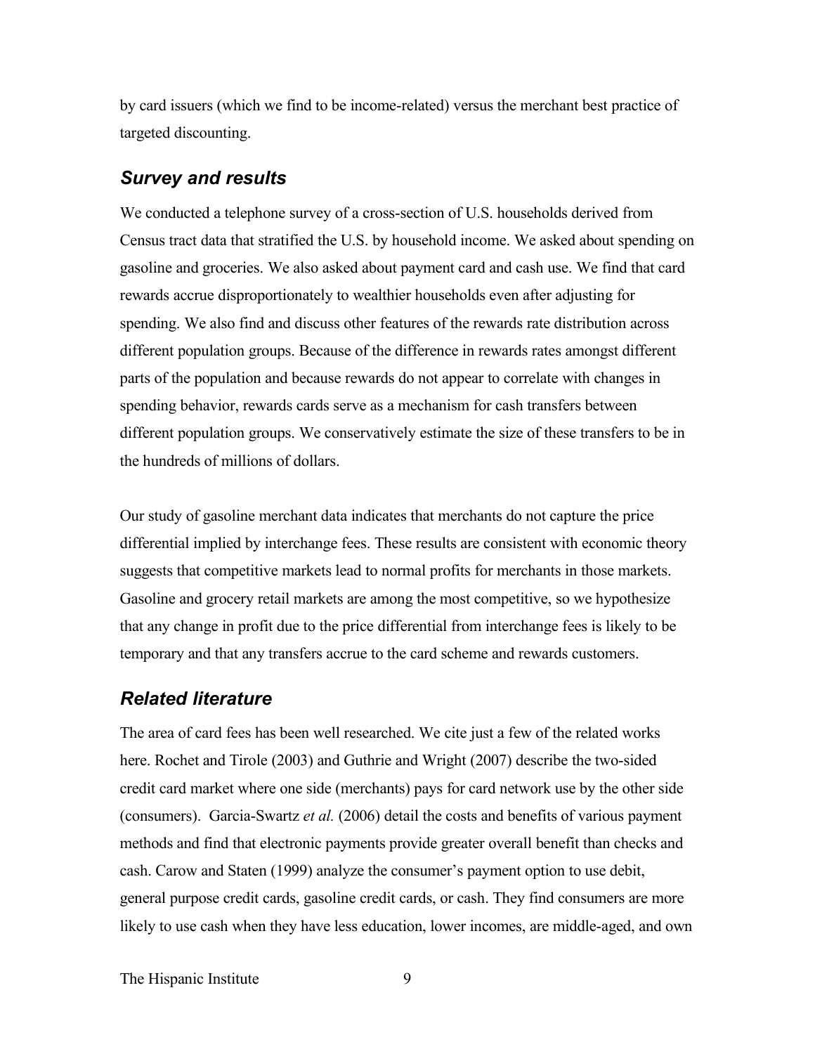by card issuers (which we find to be income-related) versus the merchant best practice of targeted discounting.

### *Survey and results*

We conducted a telephone survey of a cross-section of U.S. households derived from Census tract data that stratified the U.S. by household income. We asked about spending on gasoline and groceries. We also asked about payment card and cash use. We find that card rewards accrue disproportionately to wealthier households even after adjusting for spending. We also find and discuss other features of the rewards rate distribution across different population groups. Because of the difference in rewards rates amongst different parts of the population and because rewards do not appear to correlate with changes in spending behavior, rewards cards serve as a mechanism for cash transfers between different population groups. We conservatively estimate the size of these transfers to be in the hundreds of millions of dollars.

Our study of gasoline merchant data indicates that merchants do not capture the price differential implied by interchange fees. These results are consistent with economic theory suggests that competitive markets lead to normal profits for merchants in those markets. Gasoline and grocery retail markets are among the most competitive, so we hypothesize that any change in profit due to the price differential from interchange fees is likely to be temporary and that any transfers accrue to the card scheme and rewards customers.

### *Related literature*

The area of card fees has been well researched. We cite just a few of the related works here. Rochet and Tirole (2003) and Guthrie and Wright (2007) describe the two-sided credit card market where one side (merchants) pays for card network use by the other side (consumers). Garcia-Swartz *et al.* (2006) detail the costs and benefits of various payment methods and find that electronic payments provide greater overall benefit than checks and cash. Carow and Staten (1999) analyze the consumer's payment option to use debit, general purpose credit cards, gasoline credit cards, or cash. They find consumers are more likely to use cash when they have less education, lower incomes, are middle-aged, and own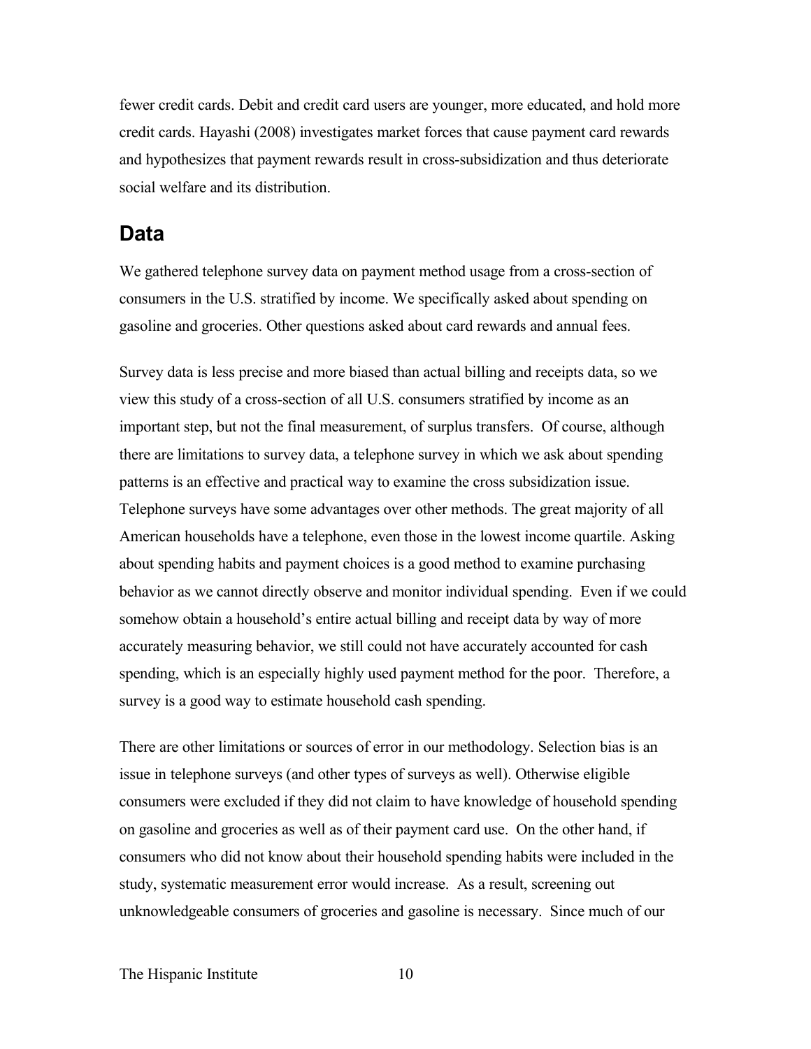fewer credit cards. Debit and credit card users are younger, more educated, and hold more credit cards. Hayashi (2008) investigates market forces that cause payment card rewards and hypothesizes that payment rewards result in cross-subsidization and thus deteriorate social welfare and its distribution.

## Data

We gathered telephone survey data on payment method usage from a cross-section of consumers in the U.S. stratified by income. We specifically asked about spending on gasoline and groceries. Other questions asked about card rewards and annual fees.

Survey data is less precise and more biased than actual billing and receipts data, so we view this study of a cross-section of all U.S. consumers stratified by income as an important step, but not the final measurement, of surplus transfers. Of course, although there are limitations to survey data, a telephone survey in which we ask about spending patterns is an effective and practical way to examine the cross subsidization issue. Telephone surveys have some advantages over other methods. The great majority of all American households have a telephone, even those in the lowest income quartile. Asking about spending habits and payment choices is a good method to examine purchasing behavior as we cannot directly observe and monitor individual spending. Even if we could somehow obtain a household's entire actual billing and receipt data by way of more accurately measuring behavior, we still could not have accurately accounted for cash spending, which is an especially highly used payment method for the poor. Therefore, a survey is a good way to estimate household cash spending.

There are other limitations or sources of error in our methodology. Selection bias is an issue in telephone surveys (and other types of surveys as well). Otherwise eligible consumers were excluded if they did not claim to have knowledge of household spending on gasoline and groceries as well as of their payment card use. On the other hand, if consumers who did not know about their household spending habits were included in the study, systematic measurement error would increase. As a result, screening out unknowledgeable consumers of groceries and gasoline is necessary. Since much of our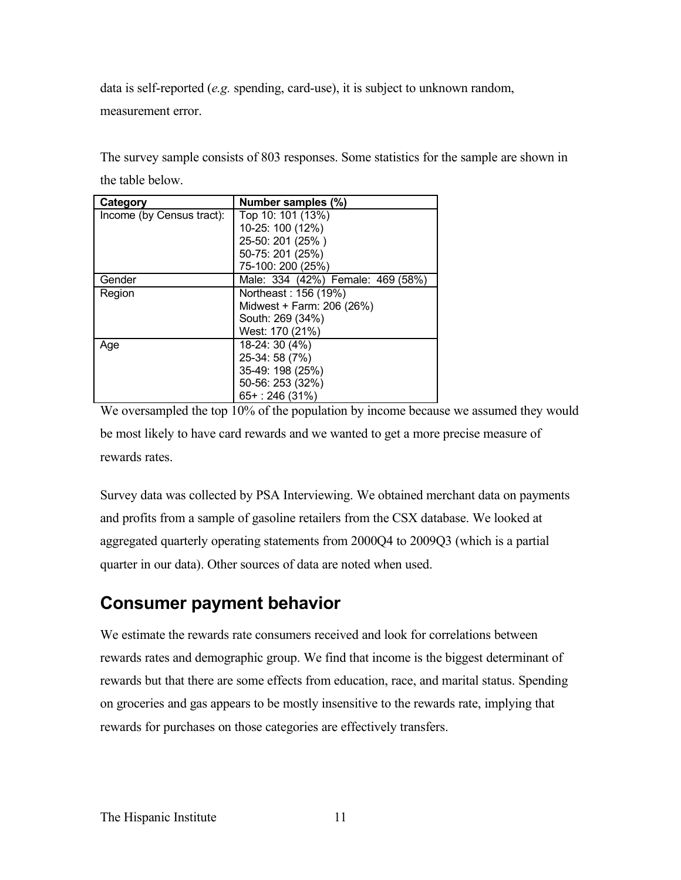data is self-reported (*e.g.* spending, card-use), it is subject to unknown random, measurement error.

The survey sample consists of 803 responses. Some statistics for the sample are shown in the table below.

| Category | Number samples (%) |
|---|---|
| Income (by Census tract): | Top 10: 101 (13%)<br>10-25: 100 (12%)<br>25-50: 201 (25% )<br>50-75: 201 (25%)<br>75-100: 200 (25%) |
| Gender | Male: 334 (42%) Female: 469 (58%) |
| Region | Northeast : 156 (19%)<br>Midwest + Farm: 206 (26%)<br>South: 269 (34%)<br>West: 170 (21%) |
| Age | 18-24: 30 (4%)<br>25-34: 58 (7%)<br>35-49: 198 (25%)<br>50-56: 253 (32%)<br>65+ : 246 (31%) |

We oversampled the top 10% of the population by income because we assumed they would be most likely to have card rewards and we wanted to get a more precise measure of rewards rates.

Survey data was collected by PSA Interviewing. We obtained merchant data on payments and profits from a sample of gasoline retailers from the CSX database. We looked at aggregated quarterly operating statements from 2000Q4 to 2009Q3 (which is a partial quarter in our data). Other sources of data are noted when used.

## Consumer payment behavior

We estimate the rewards rate consumers received and look for correlations between rewards rates and demographic group. We find that income is the biggest determinant of rewards but that there are some effects from education, race, and marital status. Spending on groceries and gas appears to be mostly insensitive to the rewards rate, implying that rewards for purchases on those categories are effectively transfers.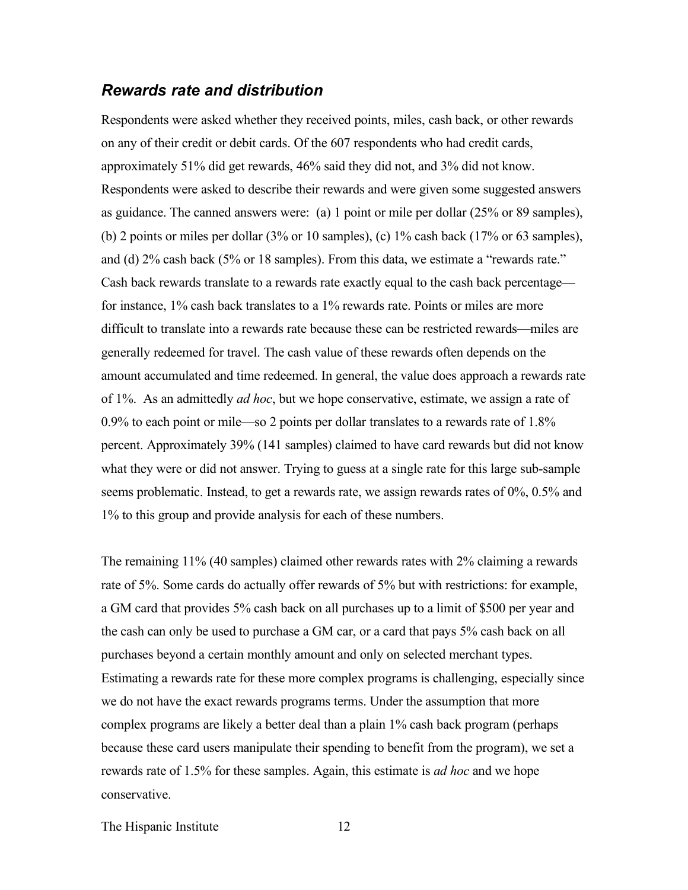### *Rewards rate and distribution*

Respondents were asked whether they received points, miles, cash back, or other rewards on any of their credit or debit cards. Of the 607 respondents who had credit cards, approximately 51% did get rewards, 46% said they did not, and 3% did not know. Respondents were asked to describe their rewards and were given some suggested answers as guidance. The canned answers were: (a) 1 point or mile per dollar (25% or 89 samples), (b) 2 points or miles per dollar (3% or 10 samples), (c) 1% cash back (17% or 63 samples), and (d) 2% cash back (5% or 18 samples). From this data, we estimate a "rewards rate." Cash back rewards translate to a rewards rate exactly equal to the cash back percentage—for instance, 1% cash back translates to a 1% rewards rate. Points or miles are more difficult to translate into a rewards rate because these can be restricted rewards—miles are generally redeemed for travel. The cash value of these rewards often depends on the amount accumulated and time redeemed. In general, the value does approach a rewards rate of 1%. As an admittedly *ad hoc*, but we hope conservative, estimate, we assign a rate of 0.9% to each point or mile—so 2 points per dollar translates to a rewards rate of 1.8% percent. Approximately 39% (141 samples) claimed to have card rewards but did not know what they were or did not answer. Trying to guess at a single rate for this large sub-sample seems problematic. Instead, to get a rewards rate, we assign rewards rates of 0%, 0.5% and 1% to this group and provide analysis for each of these numbers.

The remaining 11% (40 samples) claimed other rewards rates with 2% claiming a rewards rate of 5%. Some cards do actually offer rewards of 5% but with restrictions: for example, a GM card that provides 5% cash back on all purchases up to a limit of $500 per year and the cash can only be used to purchase a GM car, or a card that pays 5% cash back on all purchases beyond a certain monthly amount and only on selected merchant types. Estimating a rewards rate for these more complex programs is challenging, especially since we do not have the exact rewards programs terms. Under the assumption that more complex programs are likely a better deal than a plain 1% cash back program (perhaps because these card users manipulate their spending to benefit from the program), we set a rewards rate of 1.5% for these samples. Again, this estimate is *ad hoc* and we hope conservative.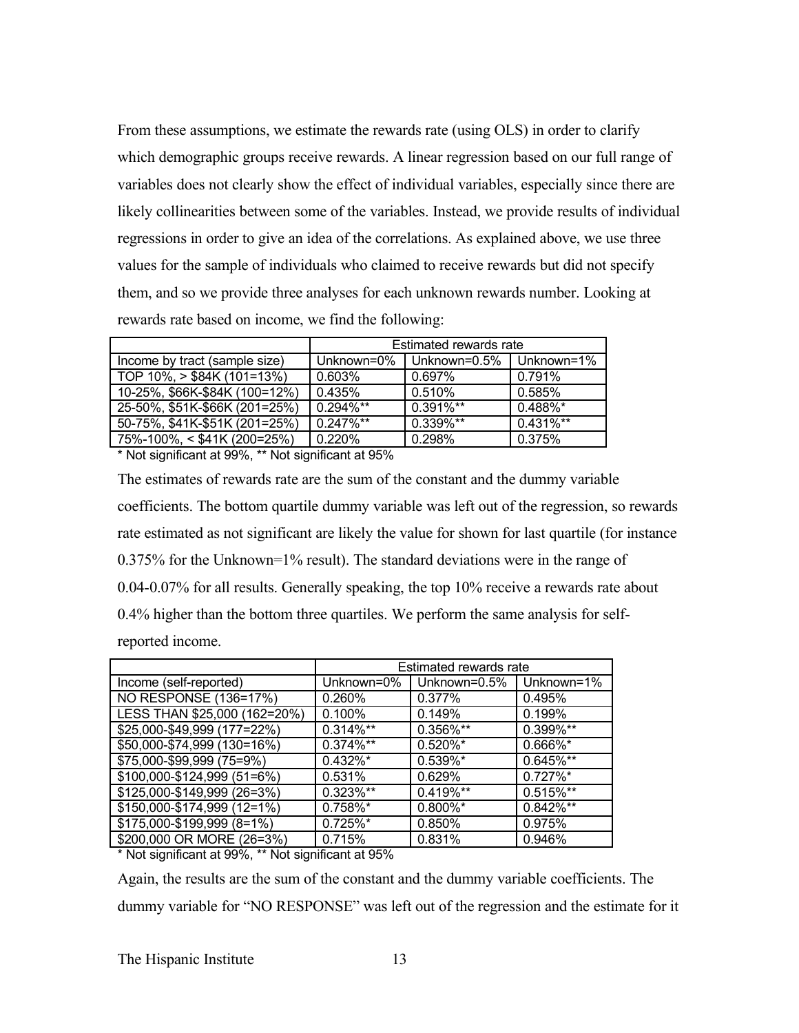From these assumptions, we estimate the rewards rate (using OLS) in order to clarify which demographic groups receive rewards. A linear regression based on our full range of variables does not clearly show the effect of individual variables, especially since there are likely collinearities between some of the variables. Instead, we provide results of individual regressions in order to give an idea of the correlations. As explained above, we use three values for the sample of individuals who claimed to receive rewards but did not specify them, and so we provide three analyses for each unknown rewards number. Looking at rewards rate based on income, we find the following:

| | Estimated rewards rate | | |
|---|---|---|---|
| Income by tract (sample size) | Unknown=0% | Unknown=0.5% | Unknown=1% |
| TOP 10%, > $84K (101=13%) | 0.603% | 0.697% | 0.791% |
| 10-25%, $66K-$84K (100=12%) | 0.435% | 0.510% | 0.585% |
| 25-50%, $51K-$66K (201=25%) | 0.294%** | 0.391%** | 0.488%* |
| 50-75%, $41K-$51K (201=25%) | 0.247%** | 0.339%** | 0.431%** |
| 75%-100%, < $41K (200=25%) | 0.220% | 0.298% | 0.375% |

* Not significant at 99%, ** Not significant at 95%

The estimates of rewards rate are the sum of the constant and the dummy variable coefficients. The bottom quartile dummy variable was left out of the regression, so rewards rate estimated as not significant are likely the value for shown for last quartile (for instance 0.375% for the Unknown=1% result). The standard deviations were in the range of 0.04-0.07% for all results. Generally speaking, the top 10% receive a rewards rate about 0.4% higher than the bottom three quartiles. We perform the same analysis for self-reported income.

| | Estimated rewards rate | | |
|---|---|---|---|
| Income (self-reported) | Unknown=0% | Unknown=0.5% | Unknown=1% |
| NO RESPONSE (136=17%) | 0.260% | 0.377% | 0.495% |
| LESS THAN $25,000 (162=20%) | 0.100% | 0.149% | 0.199% |
| $25,000-$49,999 (177=22%) | 0.314%** | 0.356%** | 0.399%** |
| $50,000-$74,999 (130=16%) | 0.374%** | 0.520%* | 0.666%* |
| $75,000-$99,999 (75=9%) | 0.432%* | 0.539%* | 0.645%** |
| $100,000-$124,999 (51=6%) | 0.531% | 0.629% | 0.727%* |
| $125,000-$149,999 (26=3%) | 0.323%** | 0.419%** | 0.515%** |
| $150,000-$174,999 (12=1%) | 0.758%* | 0.800%* | 0.842%** |
| $175,000-$199,999 (8=1%) | 0.725%* | 0.850% | 0.975% |
| $200,000 OR MORE (26=3%) | 0.715% | 0.831% | 0.946% |

* Not significant at 99%, ** Not significant at 95%

Again, the results are the sum of the constant and the dummy variable coefficients. The dummy variable for "NO RESPONSE" was left out of the regression and the estimate for it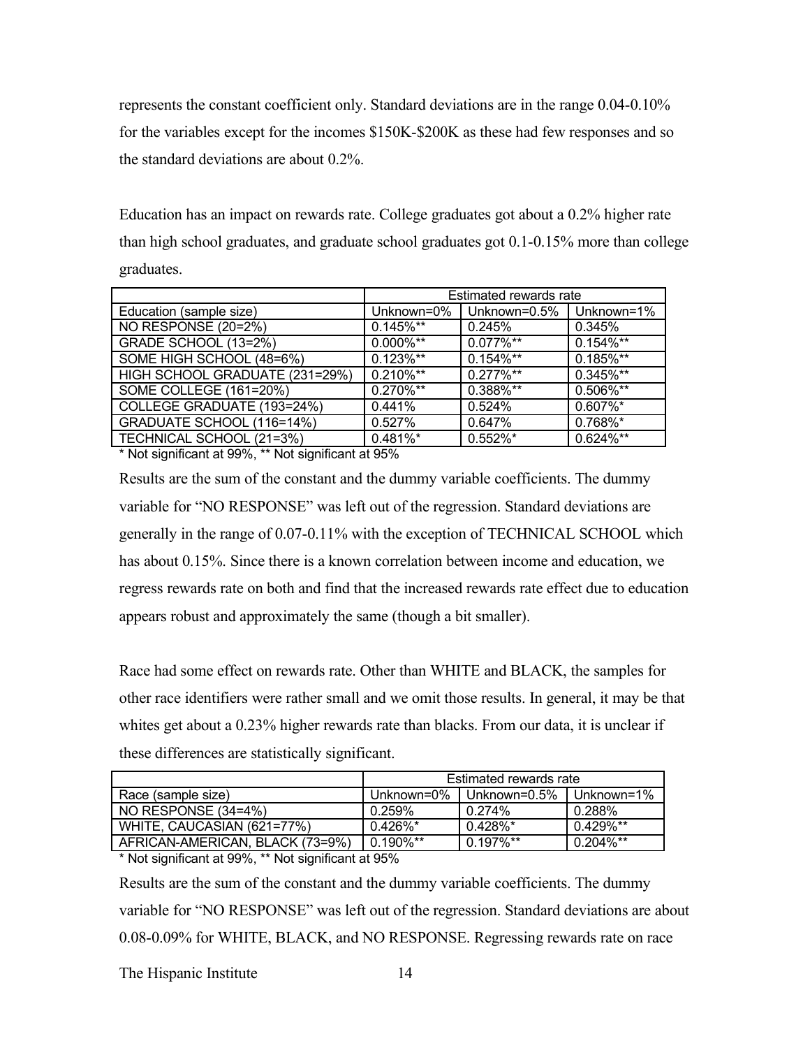represents the constant coefficient only. Standard deviations are in the range 0.04-0.10% for the variables except for the incomes $150K-$200K as these had few responses and so the standard deviations are about 0.2%.

Education has an impact on rewards rate. College graduates got about a 0.2% higher rate than high school graduates, and graduate school graduates got 0.1-0.15% more than college graduates.

| | Estimated rewards rate | | |
|---|---|---|---|
| Education (sample size) | Unknown=0% | Unknown=0.5% | Unknown=1% |
| NO RESPONSE (20=2%) | 0.145%** | 0.245% | 0.345% |
| GRADE SCHOOL (13=2%) | 0.000%** | 0.077%** | 0.154%** |
| SOME HIGH SCHOOL (48=6%) | 0.123%** | 0.154%** | 0.185%** |
| HIGH SCHOOL GRADUATE (231=29%) | 0.210%** | 0.277%** | 0.345%** |
| SOME COLLEGE (161=20%) | 0.270%** | 0.388%** | 0.506%** |
| COLLEGE GRADUATE (193=24%) | 0.441% | 0.524% | 0.607%* |
| GRADUATE SCHOOL (116=14%) | 0.527% | 0.647% | 0.768%* |
| TECHNICAL SCHOOL (21=3%) | 0.481%* | 0.552%* | 0.624%** |

\* Not significant at 99%, ** Not significant at 95%

Results are the sum of the constant and the dummy variable coefficients. The dummy variable for "NO RESPONSE" was left out of the regression. Standard deviations are generally in the range of 0.07-0.11% with the exception of TECHNICAL SCHOOL which has about 0.15%. Since there is a known correlation between income and education, we regress rewards rate on both and find that the increased rewards rate effect due to education appears robust and approximately the same (though a bit smaller).

Race had some effect on rewards rate. Other than WHITE and BLACK, the samples for other race identifiers were rather small and we omit those results. In general, it may be that whites get about a 0.23% higher rewards rate than blacks. From our data, it is unclear if these differences are statistically significant.

| | Estimated rewards rate | | |
|---|---|---|---|
| Race (sample size) | Unknown=0% | Unknown=0.5% | Unknown=1% |
| NO RESPONSE (34=4%) | 0.259% | 0.274% | 0.288% |
| WHITE, CAUCASIAN (621=77%) | 0.426%* | 0.428%* | 0.429%** |
| AFRICAN-AMERICAN, BLACK (73=9%) | 0.190%** | 0.197%** | 0.204%** |

\* Not significant at 99%, ** Not significant at 95%

Results are the sum of the constant and the dummy variable coefficients. The dummy variable for "NO RESPONSE" was left out of the regression. Standard deviations are about 0.08-0.09% for WHITE, BLACK, and NO RESPONSE. Regressing rewards rate on race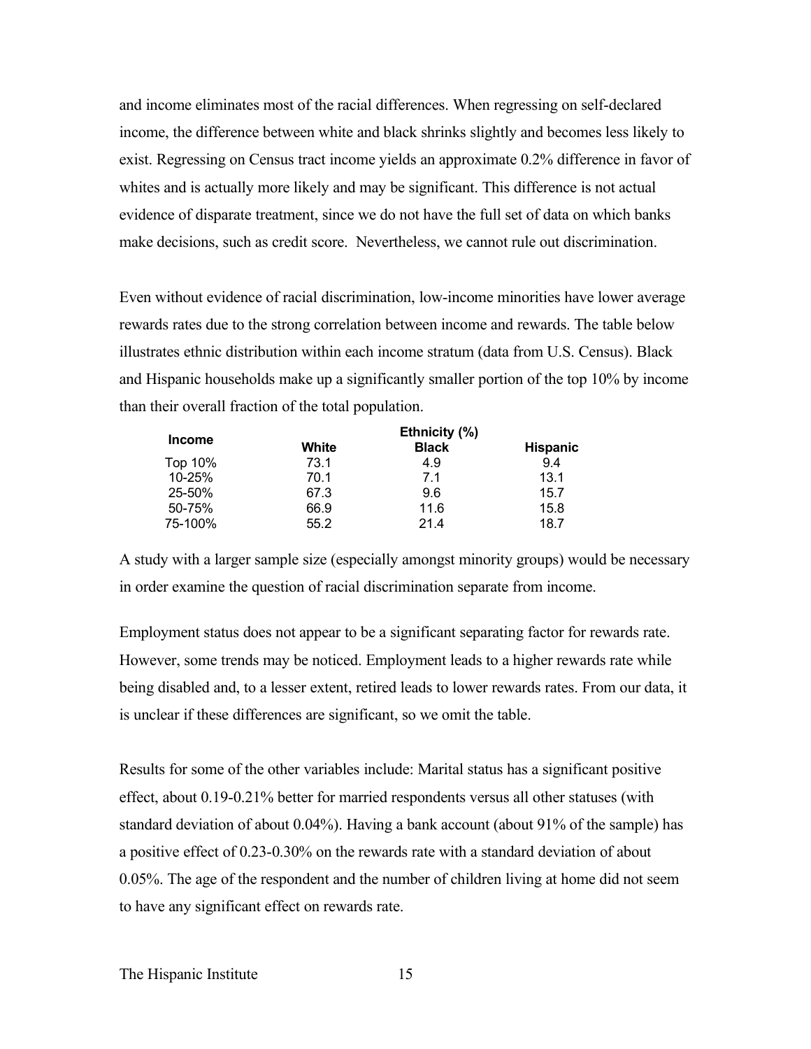and income eliminates most of the racial differences. When regressing on self-declared income, the difference between white and black shrinks slightly and becomes less likely to exist. Regressing on Census tract income yields an approximate 0.2% difference in favor of whites and is actually more likely and may be significant. This difference is not actual evidence of disparate treatment, since we do not have the full set of data on which banks make decisions, such as credit score. Nevertheless, we cannot rule out discrimination.

Even without evidence of racial discrimination, low-income minorities have lower average rewards rates due to the strong correlation between income and rewards. The table below illustrates ethnic distribution within each income stratum (data from U.S. Census). Black and Hispanic households make up a significantly smaller portion of the top 10% by income than their overall fraction of the total population.

| Income | Ethnicity (%) | | |
|---|---|---|---|
| | **White** | **Black** | **Hispanic** |
| Top 10% | 73.1 | 4.9 | 9.4 |
| 10-25% | 70.1 | 7.1 | 13.1 |
| 25-50% | 67.3 | 9.6 | 15.7 |
| 50-75% | 66.9 | 11.6 | 15.8 |
| 75-100% | 55.2 | 21.4 | 18.7 |

A study with a larger sample size (especially amongst minority groups) would be necessary in order examine the question of racial discrimination separate from income.

Employment status does not appear to be a significant separating factor for rewards rate. However, some trends may be noticed. Employment leads to a higher rewards rate while being disabled and, to a lesser extent, retired leads to lower rewards rates. From our data, it is unclear if these differences are significant, so we omit the table.

Results for some of the other variables include: Marital status has a significant positive effect, about 0.19-0.21% better for married respondents versus all other statuses (with standard deviation of about 0.04%). Having a bank account (about 91% of the sample) has a positive effect of 0.23-0.30% on the rewards rate with a standard deviation of about 0.05%. The age of the respondent and the number of children living at home did not seem to have any significant effect on rewards rate.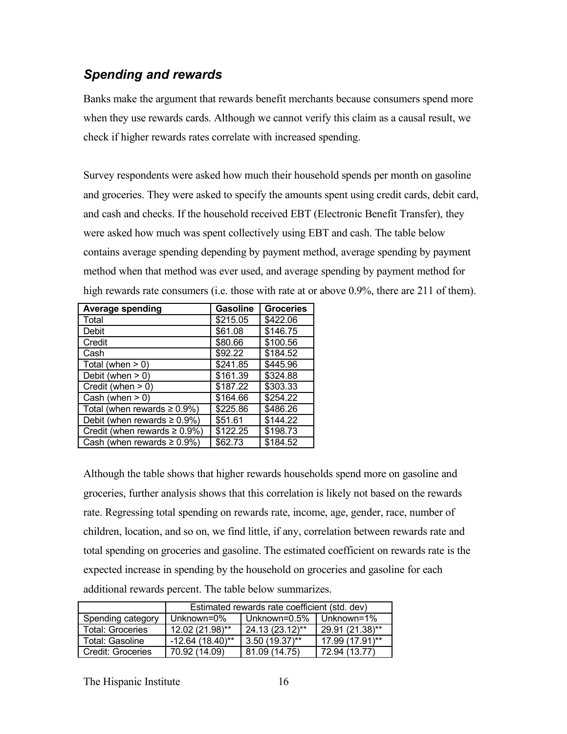### *Spending and rewards*

Banks make the argument that rewards benefit merchants because consumers spend more when they use rewards cards. Although we cannot verify this claim as a causal result, we check if higher rewards rates correlate with increased spending.

Survey respondents were asked how much their household spends per month on gasoline and groceries. They were asked to specify the amounts spent using credit cards, debit card, and cash and checks. If the household received EBT (Electronic Benefit Transfer), they were asked how much was spent collectively using EBT and cash. The table below contains average spending depending by payment method, average spending by payment method when that method was ever used, and average spending by payment method for high rewards rate consumers (i.e. those with rate at or above 0.9%, there are 211 of them).

| Average spending | Gasoline | Groceries |
|---|---|---|
| Total | $215.05 | $422.06 |
| Debit | $61.08 | $146.75 |
| Credit | $80.66 | $100.56 |
| Cash | $92.22 | $184.52 |
| Total (when > 0) | $241.85 | $445.96 |
| Debit (when > 0) | $161.39 | $324.88 |
| Credit (when > 0) | $187.22 | $303.33 |
| Cash (when > 0) | $164.66 | $254.22 |
| Total (when rewards ≥ 0.9%) | $225.86 | $486.26 |
| Debit (when rewards ≥ 0.9%) | $51.61 | $144.22 |
| Credit (when rewards ≥ 0.9%) | $122.25 | $198.73 |
| Cash (when rewards ≥ 0.9%) | $62.73 | $184.52 |

Although the table shows that higher rewards households spend more on gasoline and groceries, further analysis shows that this correlation is likely not based on the rewards rate. Regressing total spending on rewards rate, income, age, gender, race, number of children, location, and so on, we find little, if any, correlation between rewards rate and total spending on groceries and gasoline. The estimated coefficient on rewards rate is the expected increase in spending by the household on groceries and gasoline for each additional rewards percent. The table below summarizes.

| | Estimated rewards rate coefficient (std. dev) | | |
|---|---|---|---|
| Spending category | Unknown=0% | Unknown=0.5% | Unknown=1% |
| Total: Groceries | 12.02 (21.98)** | 24.13 (23.12)** | 29.91 (21.38)** |
| Total: Gasoline | -12.64 (18.40)** | 3.50 (19.37)** | 17.99 (17.91)** |
| Credit: Groceries | 70.92 (14.09) | 81.09 (14.75) | 72.94 (13.77) |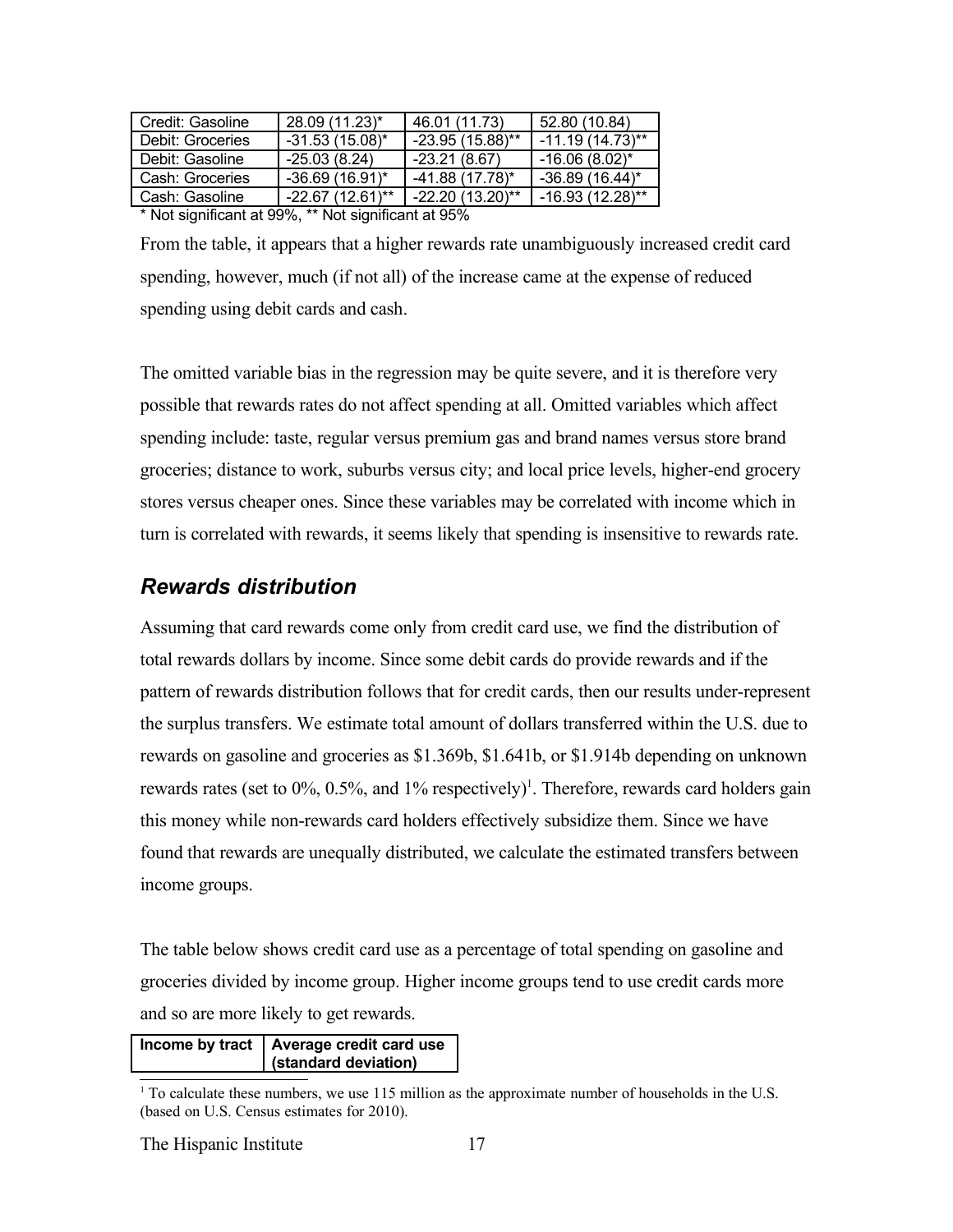| Credit: Gasoline | 28.09 (11.23)* | 46.01 (11.73) | 52.80 (10.84) |
|---|---|---|---|
| Debit: Groceries | -31.53 (15.08)* | -23.95 (15.88)** | -11.19 (14.73)** |
| Debit: Gasoline | -25.03 (8.24) | -23.21 (8.67) | -16.06 (8.02)* |
| Cash: Groceries | -36.69 (16.91)* | -41.88 (17.78)* | -36.89 (16.44)* |
| Cash: Gasoline | -22.67 (12.61)** | -22.20 (13.20)** | -16.93 (12.28)** |

* Not significant at 99%, ** Not significant at 95%

From the table, it appears that a higher rewards rate unambiguously increased credit card spending, however, much (if not all) of the increase came at the expense of reduced spending using debit cards and cash.

The omitted variable bias in the regression may be quite severe, and it is therefore very possible that rewards rates do not affect spending at all. Omitted variables which affect spending include: taste, regular versus premium gas and brand names versus store brand groceries; distance to work, suburbs versus city; and local price levels, higher-end grocery stores versus cheaper ones. Since these variables may be correlated with income which in turn is correlated with rewards, it seems likely that spending is insensitive to rewards rate.

## *Rewards distribution*

Assuming that card rewards come only from credit card use, we find the distribution of total rewards dollars by income. Since some debit cards do provide rewards and if the pattern of rewards distribution follows that for credit cards, then our results under-represent the surplus transfers. We estimate total amount of dollars transferred within the U.S. due to rewards on gasoline and groceries as \$1.369b, \$1.641b, or \$1.914b depending on unknown rewards rates (set to 0%, 0.5%, and 1% respectively)[1]. Therefore, rewards card holders gain this money while non-rewards card holders effectively subsidize them. Since we have found that rewards are unequally distributed, we calculate the estimated transfers between income groups.

The table below shows credit card use as a percentage of total spending on gasoline and groceries divided by income group. Higher income groups tend to use credit cards more and so are more likely to get rewards.

| Income by tract | Average credit card use (standard deviation) |
|---|---|

[1] To calculate these numbers, we use 115 million as the approximate number of households in the U.S. (based on U.S. Census estimates for 2010).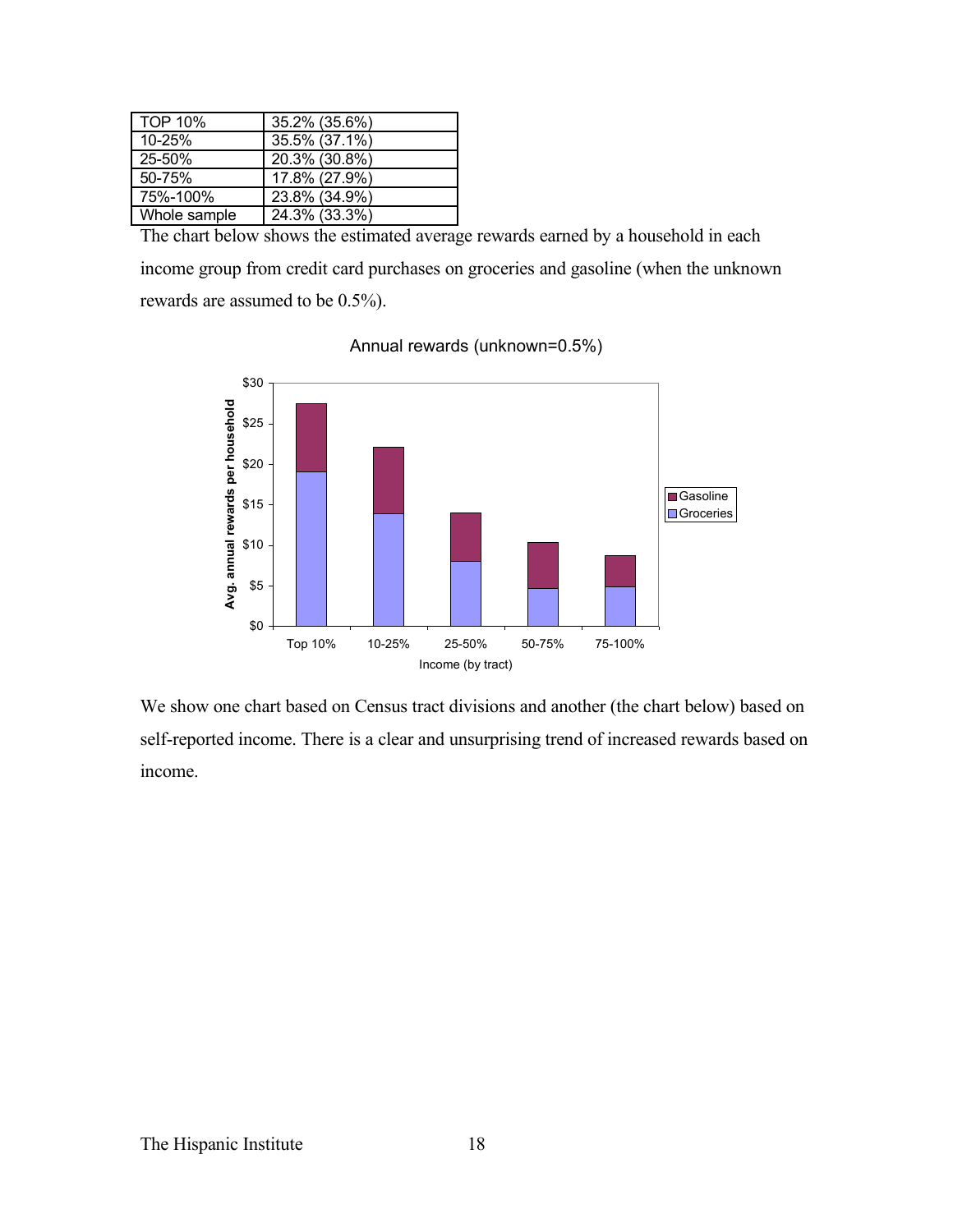| TOP 10% | 35.2% (35.6%) |
| --- | --- |
| 10-25% | 35.5% (37.1%) |
| 25-50% | 20.3% (30.8%) |
| 50-75% | 17.8% (27.9%) |
| 75%-100% | 23.8% (34.9%) |
| Whole sample | 24.3% (33.3%) |

The chart below shows the estimated average rewards earned by a household in each income group from credit card purchases on groceries and gasoline (when the unknown rewards are assumed to be 0.5%).

Annual rewards (unknown=0.5%)

We show one chart based on Census tract divisions and another (the chart below) based on self-reported income. There is a clear and unsurprising trend of increased rewards based on income.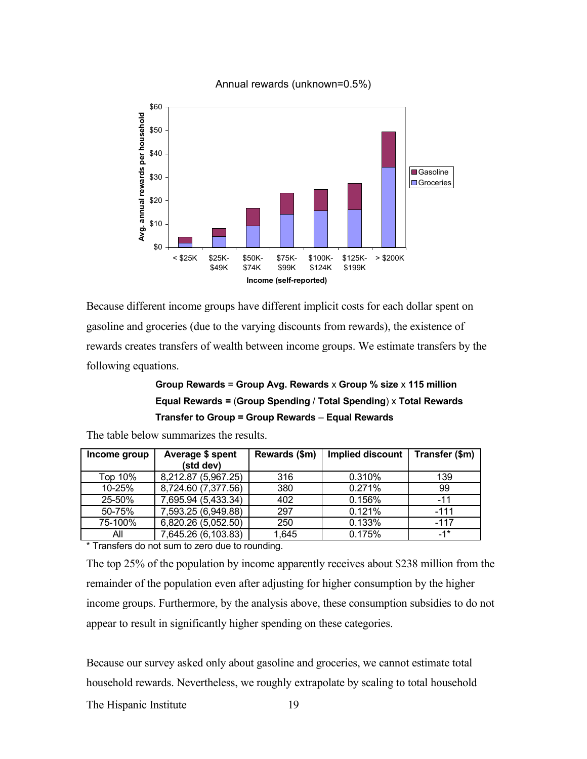Annual rewards (unknown=0.5%)

Because different income groups have different implicit costs for each dollar spent on gasoline and groceries (due to the varying discounts from rewards), the existence of rewards creates transfers of wealth between income groups. We estimate transfers by the following equations.

**Group Rewards** = **Group Avg. Rewards** x **Group % size** x **115 million**
**Equal Rewards =** (**Group Spending / Total Spending**) x **Total Rewards**
**Transfer to Group = Group Rewards** – **Equal Rewards**

The table below summarizes the results.

| Income group | Average $ spent (std dev) | Rewards ($m) | Implied discount | Transfer ($m) |
|---|---|---|---|---|
| Top 10% | 8,212.87 (5,967.25) | 316 | 0.310% | 139 |
| 10-25% | 8,724.60 (7,377.56) | 380 | 0.271% | 99 |
| 25-50% | 7,695.94 (5,433.34) | 402 | 0.156% | -11 |
| 50-75% | 7,593.25 (6,949.88) | 297 | 0.121% | -111 |
| 75-100% | 6,820.26 (5,052.50) | 250 | 0.133% | -117 |
| All | 7,645.26 (6,103.83) | 1,645 | 0.175% | -1* |

\* Transfers do not sum to zero due to rounding.

The top 25% of the population by income apparently receives about $238 million from the remainder of the population even after adjusting for higher consumption by the higher income groups. Furthermore, by the analysis above, these consumption subsidies to do not appear to result in significantly higher spending on these categories.

Because our survey asked only about gasoline and groceries, we cannot estimate total household rewards. Nevertheless, we roughly extrapolate by scaling to total household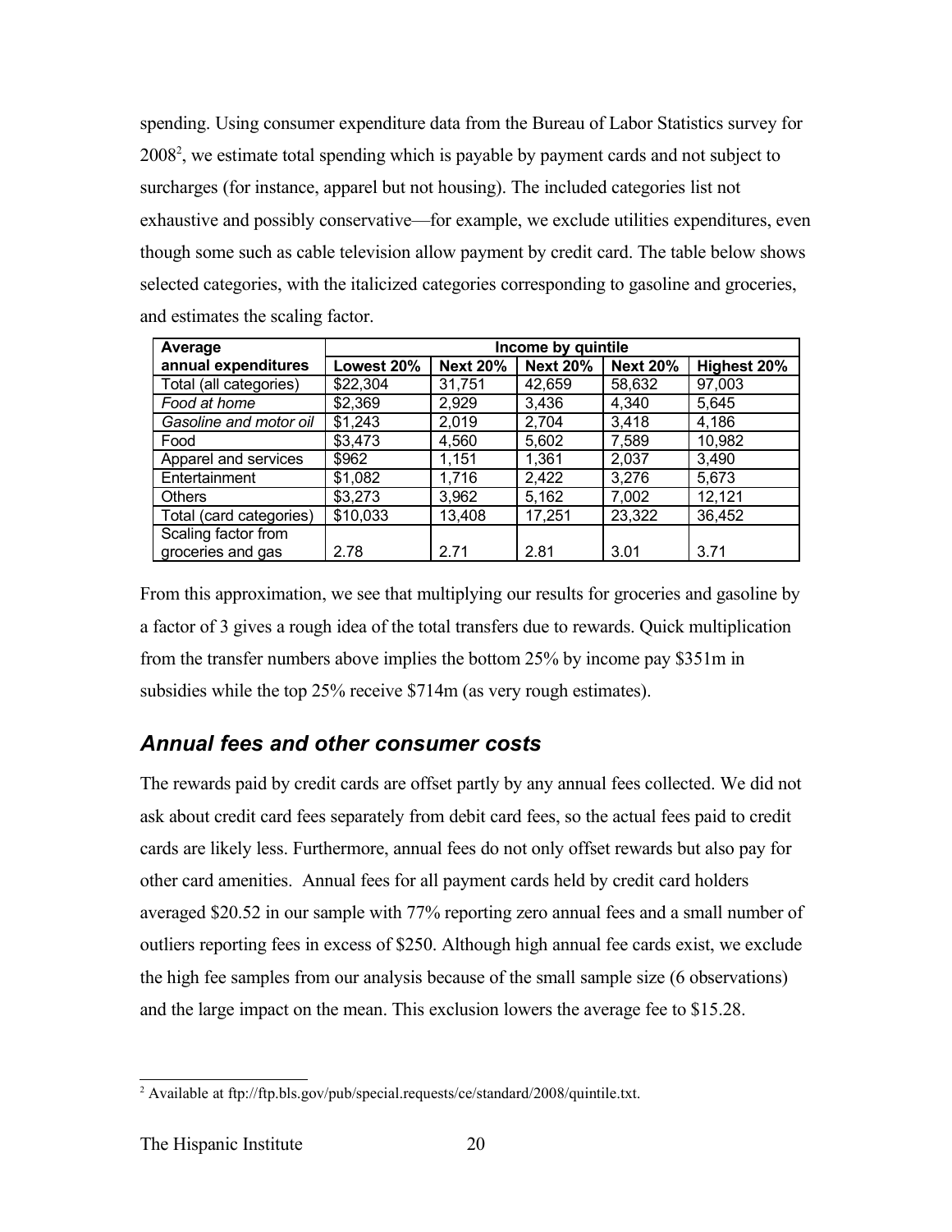spending. Using consumer expenditure data from the Bureau of Labor Statistics survey for 2008[2], we estimate total spending which is payable by payment cards and not subject to surcharges (for instance, apparel but not housing). The included categories list not exhaustive and possibly conservative—for example, we exclude utilities expenditures, even though some such as cable television allow payment by credit card. The table below shows selected categories, with the italicized categories corresponding to gasoline and groceries, and estimates the scaling factor.

| **Average annual expenditures** | **Income by quintile** | | | | |
|---|---|---|---|---|---|
| | **Lowest 20%** | **Next 20%** | **Next 20%** | **Next 20%** | **Highest 20%** |
| Total (all categories) | $22,304 | 31,751 | 42,659 | 58,632 | 97,003 |
| *Food at home* | $2,369 | 2,929 | 3,436 | 4,340 | 5,645 |
| *Gasoline and motor oil* | $1,243 | 2,019 | 2,704 | 3,418 | 4,186 |
| Food | $3,473 | 4,560 | 5,602 | 7,589 | 10,982 |
| Apparel and services | $962 | 1,151 | 1,361 | 2,037 | 3,490 |
| Entertainment | $1,082 | 1,716 | 2,422 | 3,276 | 5,673 |
| Others | $3,273 | 3,962 | 5,162 | 7,002 | 12,121 |
| Total (card categories) | $10,033 | 13,408 | 17,251 | 23,322 | 36,452 |
| Scaling factor from groceries and gas | 2.78 | 2.71 | 2.81 | 3.01 | 3.71 |

From this approximation, we see that multiplying our results for groceries and gasoline by a factor of 3 gives a rough idea of the total transfers due to rewards. Quick multiplication from the transfer numbers above implies the bottom 25% by income pay \$351m in subsidies while the top 25% receive \$714m (as very rough estimates).

## *Annual fees and other consumer costs*

The rewards paid by credit cards are offset partly by any annual fees collected. We did not ask about credit card fees separately from debit card fees, so the actual fees paid to credit cards are likely less. Furthermore, annual fees do not only offset rewards but also pay for other card amenities. Annual fees for all payment cards held by credit card holders averaged \$20.52 in our sample with 77% reporting zero annual fees and a small number of outliers reporting fees in excess of \$250. Although high annual fee cards exist, we exclude the high fee samples from our analysis because of the small sample size (6 observations) and the large impact on the mean. This exclusion lowers the average fee to \$15.28.

[2] Available at ftp://ftp.bls.gov/pub/special.requests/ce/standard/2008/quintile.txt.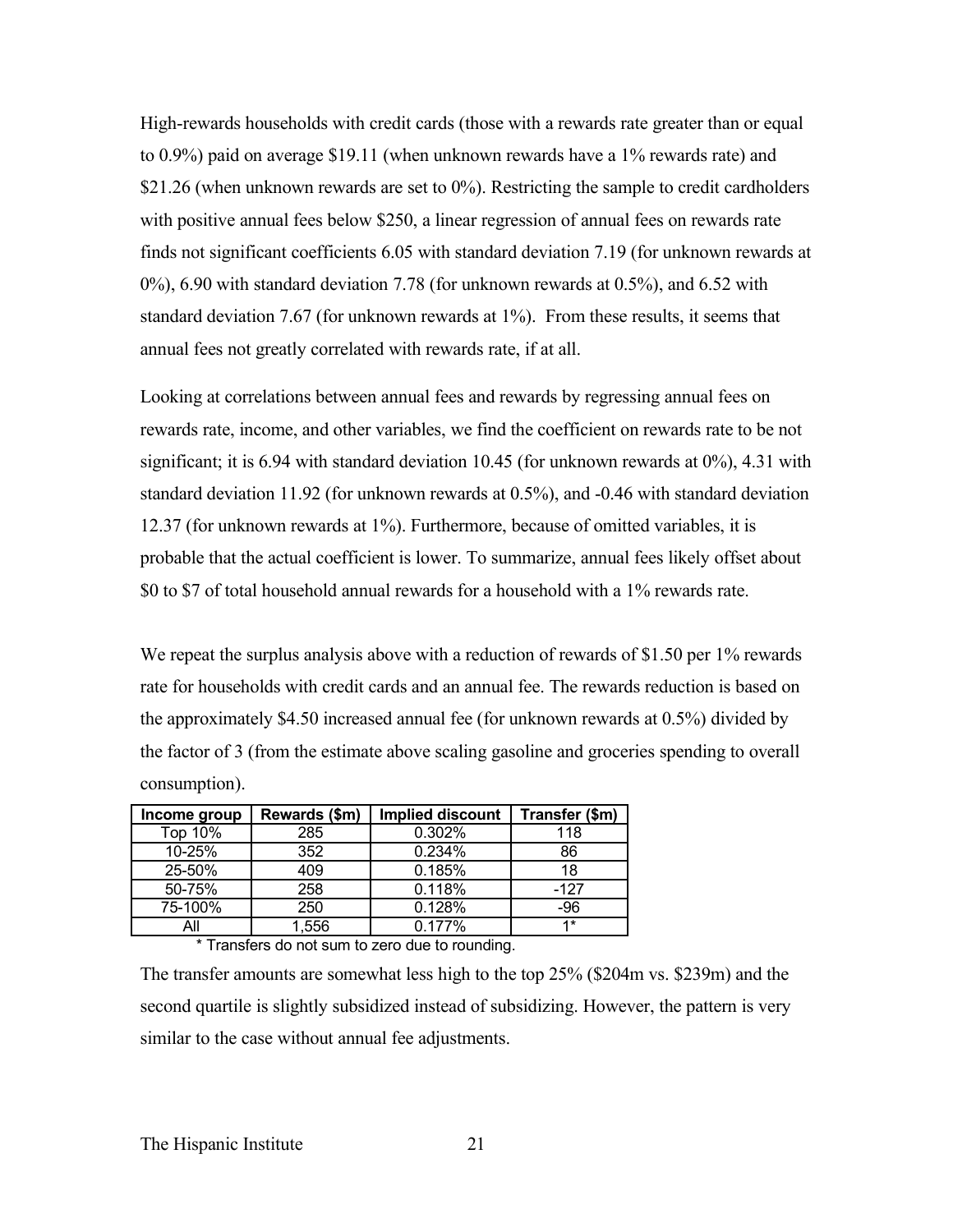High-rewards households with credit cards (those with a rewards rate greater than or equal to 0.9%) paid on average $19.11 (when unknown rewards have a 1% rewards rate) and $21.26 (when unknown rewards are set to 0%). Restricting the sample to credit cardholders with positive annual fees below $250, a linear regression of annual fees on rewards rate finds not significant coefficients 6.05 with standard deviation 7.19 (for unknown rewards at 0%), 6.90 with standard deviation 7.78 (for unknown rewards at 0.5%), and 6.52 with standard deviation 7.67 (for unknown rewards at 1%). From these results, it seems that annual fees not greatly correlated with rewards rate, if at all.

Looking at correlations between annual fees and rewards by regressing annual fees on rewards rate, income, and other variables, we find the coefficient on rewards rate to be not significant; it is 6.94 with standard deviation 10.45 (for unknown rewards at 0%), 4.31 with standard deviation 11.92 (for unknown rewards at 0.5%), and -0.46 with standard deviation 12.37 (for unknown rewards at 1%). Furthermore, because of omitted variables, it is probable that the actual coefficient is lower. To summarize, annual fees likely offset about $0 to $7 of total household annual rewards for a household with a 1% rewards rate.

We repeat the surplus analysis above with a reduction of rewards of $1.50 per 1% rewards rate for households with credit cards and an annual fee. The rewards reduction is based on the approximately $4.50 increased annual fee (for unknown rewards at 0.5%) divided by the factor of 3 (from the estimate above scaling gasoline and groceries spending to overall consumption).

| Income group | Rewards ($m) | Implied discount | Transfer ($m) |
|---|---|---|---|
| Top 10% | 285 | 0.302% | 118 |
| 10-25% | 352 | 0.234% | 86 |
| 25-50% | 409 | 0.185% | 18 |
| 50-75% | 258 | 0.118% | -127 |
| 75-100% | 250 | 0.128% | -96 |
| All | 1,556 | 0.177% | 1* |

* Transfers do not sum to zero due to rounding.

The transfer amounts are somewhat less high to the top 25% ($204m vs. $239m) and the second quartile is slightly subsidized instead of subsidizing. However, the pattern is very similar to the case without annual fee adjustments.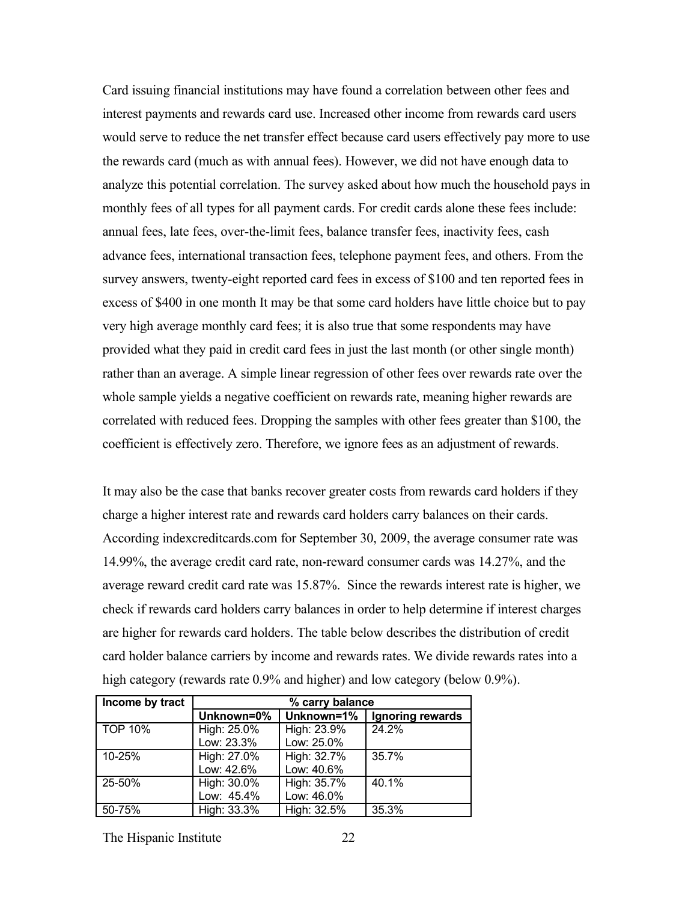Card issuing financial institutions may have found a correlation between other fees and interest payments and rewards card use. Increased other income from rewards card users would serve to reduce the net transfer effect because card users effectively pay more to use the rewards card (much as with annual fees). However, we did not have enough data to analyze this potential correlation. The survey asked about how much the household pays in monthly fees of all types for all payment cards. For credit cards alone these fees include: annual fees, late fees, over-the-limit fees, balance transfer fees, inactivity fees, cash advance fees, international transaction fees, telephone payment fees, and others. From the survey answers, twenty-eight reported card fees in excess of $100 and ten reported fees in excess of $400 in one month It may be that some card holders have little choice but to pay very high average monthly card fees; it is also true that some respondents may have provided what they paid in credit card fees in just the last month (or other single month) rather than an average. A simple linear regression of other fees over rewards rate over the whole sample yields a negative coefficient on rewards rate, meaning higher rewards are correlated with reduced fees. Dropping the samples with other fees greater than $100, the coefficient is effectively zero. Therefore, we ignore fees as an adjustment of rewards.

It may also be the case that banks recover greater costs from rewards card holders if they charge a higher interest rate and rewards card holders carry balances on their cards. According indexcreditcards.com for September 30, 2009, the average consumer rate was 14.99%, the average credit card rate, non-reward consumer cards was 14.27%, and the average reward credit card rate was 15.87%. Since the rewards interest rate is higher, we check if rewards card holders carry balances in order to help determine if interest charges are higher for rewards card holders. The table below describes the distribution of credit card holder balance carriers by income and rewards rates. We divide rewards rates into a high category (rewards rate 0.9% and higher) and low category (below 0.9%).

| Income by tract | % carry balance | | |
|---|---|---|---|
| | **Unknown=0%** | **Unknown=1%** | **Ignoring rewards** |
| TOP 10% | High: 25.0%<br>Low: 23.3% | High: 23.9%<br>Low: 25.0% | 24.2% |
| 10-25% | High: 27.0%<br>Low: 42.6% | High: 32.7%<br>Low: 40.6% | 35.7% |
| 25-50% | High: 30.0%<br>Low: 45.4% | High: 35.7%<br>Low: 46.0% | 40.1% |
| 50-75% | High: 33.3% | High: 32.5% | 35.3% |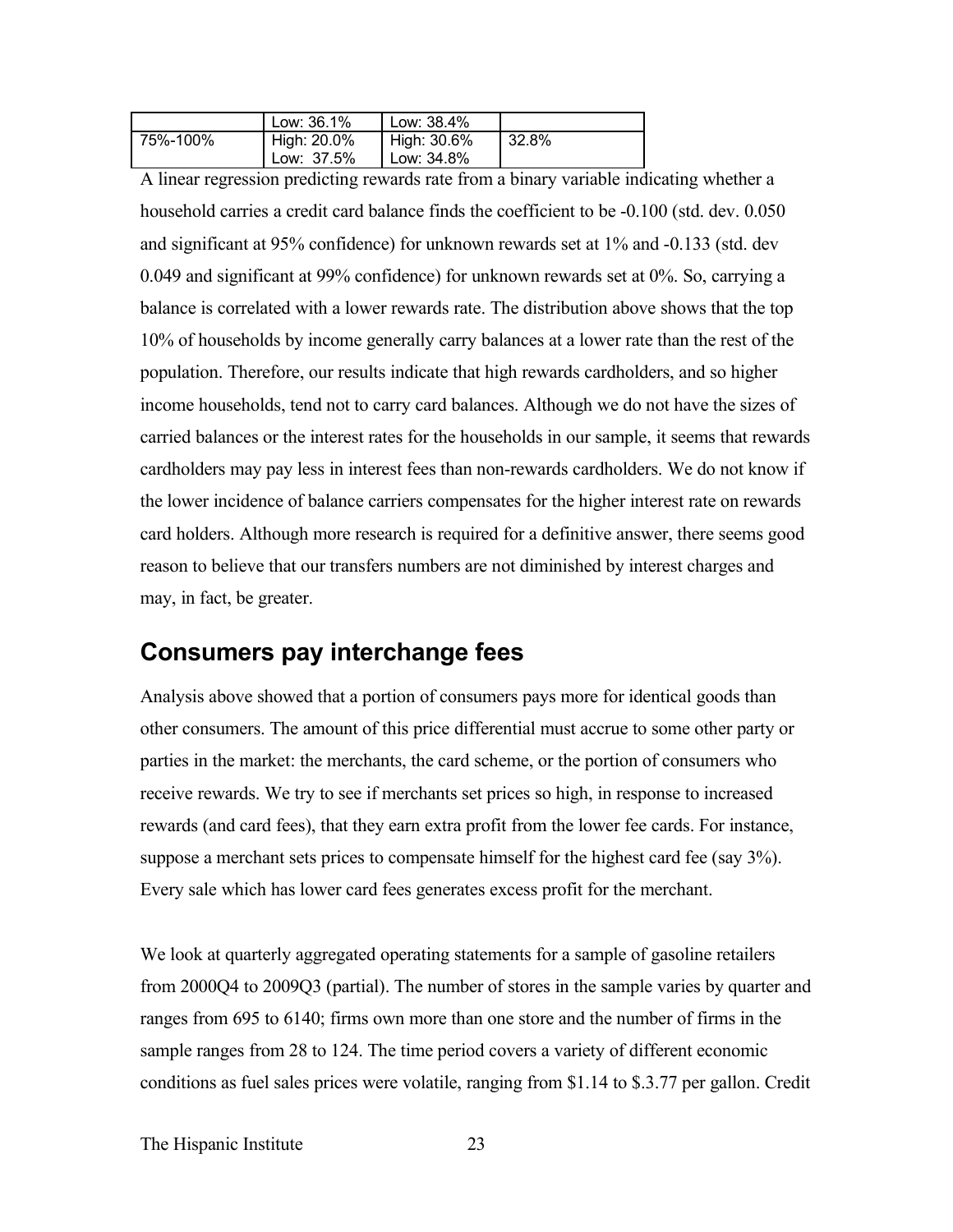|  | Low: 36.1% | Low: 38.4% |  |
|---|---|---|---|
| 75%-100% | High: 20.0%<br>Low: 37.5% | High: 30.6%<br>Low: 34.8% | 32.8% |

A linear regression predicting rewards rate from a binary variable indicating whether a household carries a credit card balance finds the coefficient to be -0.100 (std. dev. 0.050 and significant at 95% confidence) for unknown rewards set at 1% and -0.133 (std. dev 0.049 and significant at 99% confidence) for unknown rewards set at 0%. So, carrying a balance is correlated with a lower rewards rate. The distribution above shows that the top 10% of households by income generally carry balances at a lower rate than the rest of the population. Therefore, our results indicate that high rewards cardholders, and so higher income households, tend not to carry card balances. Although we do not have the sizes of carried balances or the interest rates for the households in our sample, it seems that rewards cardholders may pay less in interest fees than non-rewards cardholders. We do not know if the lower incidence of balance carriers compensates for the higher interest rate on rewards card holders. Although more research is required for a definitive answer, there seems good reason to believe that our transfers numbers are not diminished by interest charges and may, in fact, be greater.

## Consumers pay interchange fees

Analysis above showed that a portion of consumers pays more for identical goods than other consumers. The amount of this price differential must accrue to some other party or parties in the market: the merchants, the card scheme, or the portion of consumers who receive rewards. We try to see if merchants set prices so high, in response to increased rewards (and card fees), that they earn extra profit from the lower fee cards. For instance, suppose a merchant sets prices to compensate himself for the highest card fee (say 3%). Every sale which has lower card fees generates excess profit for the merchant.

We look at quarterly aggregated operating statements for a sample of gasoline retailers from 2000Q4 to 2009Q3 (partial). The number of stores in the sample varies by quarter and ranges from 695 to 6140; firms own more than one store and the number of firms in the sample ranges from 28 to 124. The time period covers a variety of different economic conditions as fuel sales prices were volatile, ranging from \$1.14 to \$.3.77 per gallon. Credit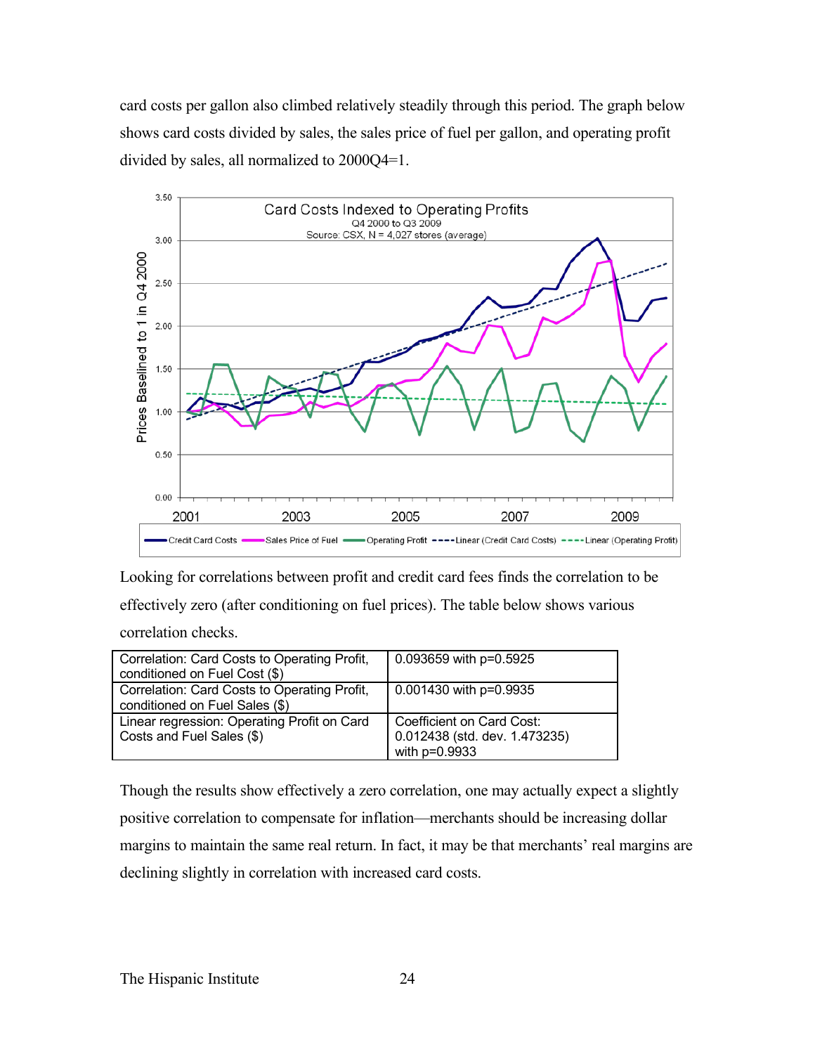card costs per gallon also climbed relatively steadily through this period. The graph below shows card costs divided by sales, the sales price of fuel per gallon, and operating profit divided by sales, all normalized to 2000Q4=1.

Looking for correlations between profit and credit card fees finds the correlation to be effectively zero (after conditioning on fuel prices). The table below shows various correlation checks.

| | |
|---|---|
| Correlation: Card Costs to Operating Profit, conditioned on Fuel Cost ($) | 0.093659 with p=0.5925 |
| Correlation: Card Costs to Operating Profit, conditioned on Fuel Sales ($) | 0.001430 with p=0.9935 |
| Linear regression: Operating Profit on Card Costs and Fuel Sales ($) | Coefficient on Card Cost: 0.012438 (std. dev. 1.473235) with p=0.9933 |

Though the results show effectively a zero correlation, one may actually expect a slightly positive correlation to compensate for inflation—merchants should be increasing dollar margins to maintain the same real return. In fact, it may be that merchants' real margins are declining slightly in correlation with increased card costs.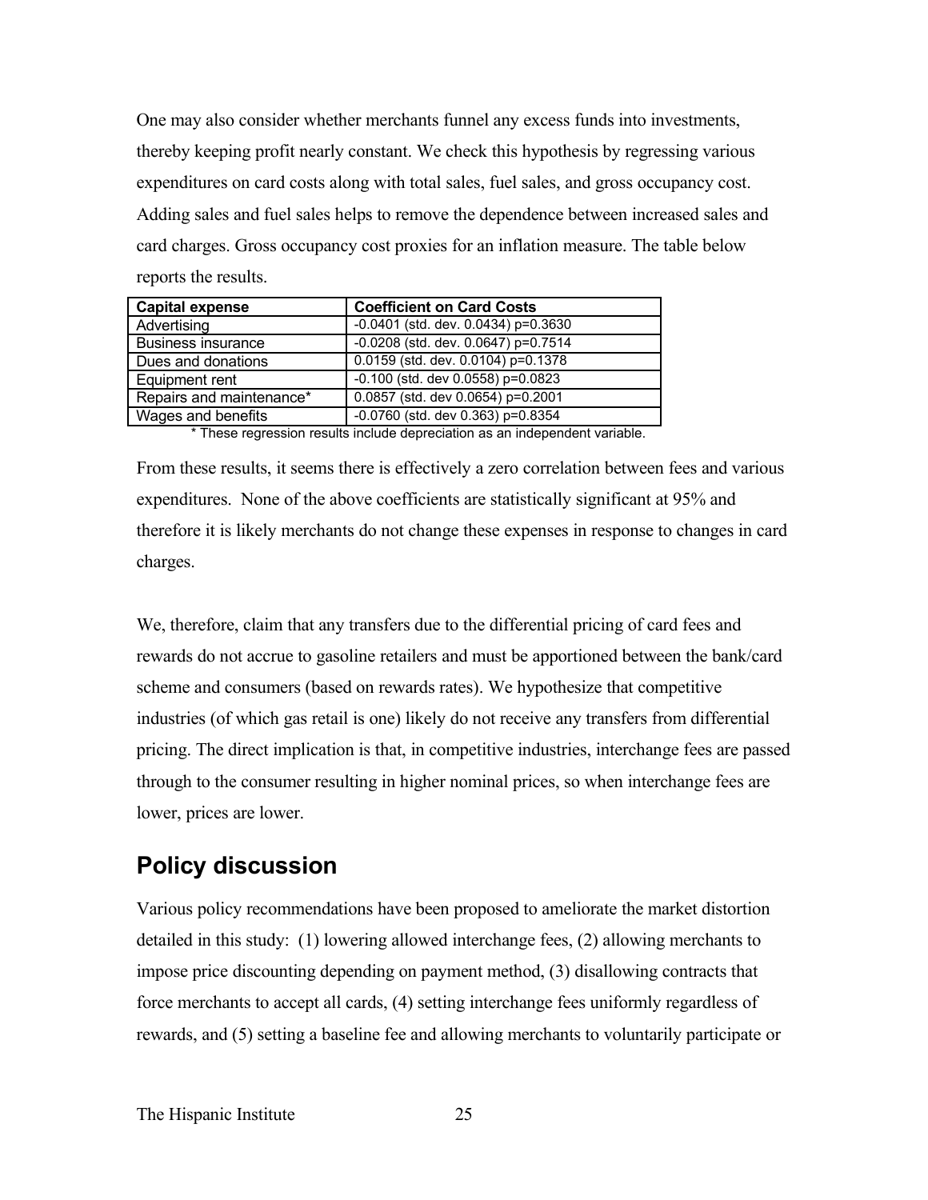One may also consider whether merchants funnel any excess funds into investments, thereby keeping profit nearly constant. We check this hypothesis by regressing various expenditures on card costs along with total sales, fuel sales, and gross occupancy cost. Adding sales and fuel sales helps to remove the dependence between increased sales and card charges. Gross occupancy cost proxies for an inflation measure. The table below reports the results.

| Capital expense | Coefficient on Card Costs |
|---|---|
| Advertising | -0.0401 (std. dev. 0.0434) p=0.3630 |
| Business insurance | -0.0208 (std. dev. 0.0647) p=0.7514 |
| Dues and donations | 0.0159 (std. dev. 0.0104) p=0.1378 |
| Equipment rent | -0.100 (std. dev 0.0558) p=0.0823 |
| Repairs and maintenance* | 0.0857 (std. dev 0.0654) p=0.2001 |
| Wages and benefits | -0.0760 (std. dev 0.363) p=0.8354 |

\* These regression results include depreciation as an independent variable.

From these results, it seems there is effectively a zero correlation between fees and various expenditures. None of the above coefficients are statistically significant at 95% and therefore it is likely merchants do not change these expenses in response to changes in card charges.

We, therefore, claim that any transfers due to the differential pricing of card fees and rewards do not accrue to gasoline retailers and must be apportioned between the bank/card scheme and consumers (based on rewards rates). We hypothesize that competitive industries (of which gas retail is one) likely do not receive any transfers from differential pricing. The direct implication is that, in competitive industries, interchange fees are passed through to the consumer resulting in higher nominal prices, so when interchange fees are lower, prices are lower.

## Policy discussion

Various policy recommendations have been proposed to ameliorate the market distortion detailed in this study: (1) lowering allowed interchange fees, (2) allowing merchants to impose price discounting depending on payment method, (3) disallowing contracts that force merchants to accept all cards, (4) setting interchange fees uniformly regardless of rewards, and (5) setting a baseline fee and allowing merchants to voluntarily participate or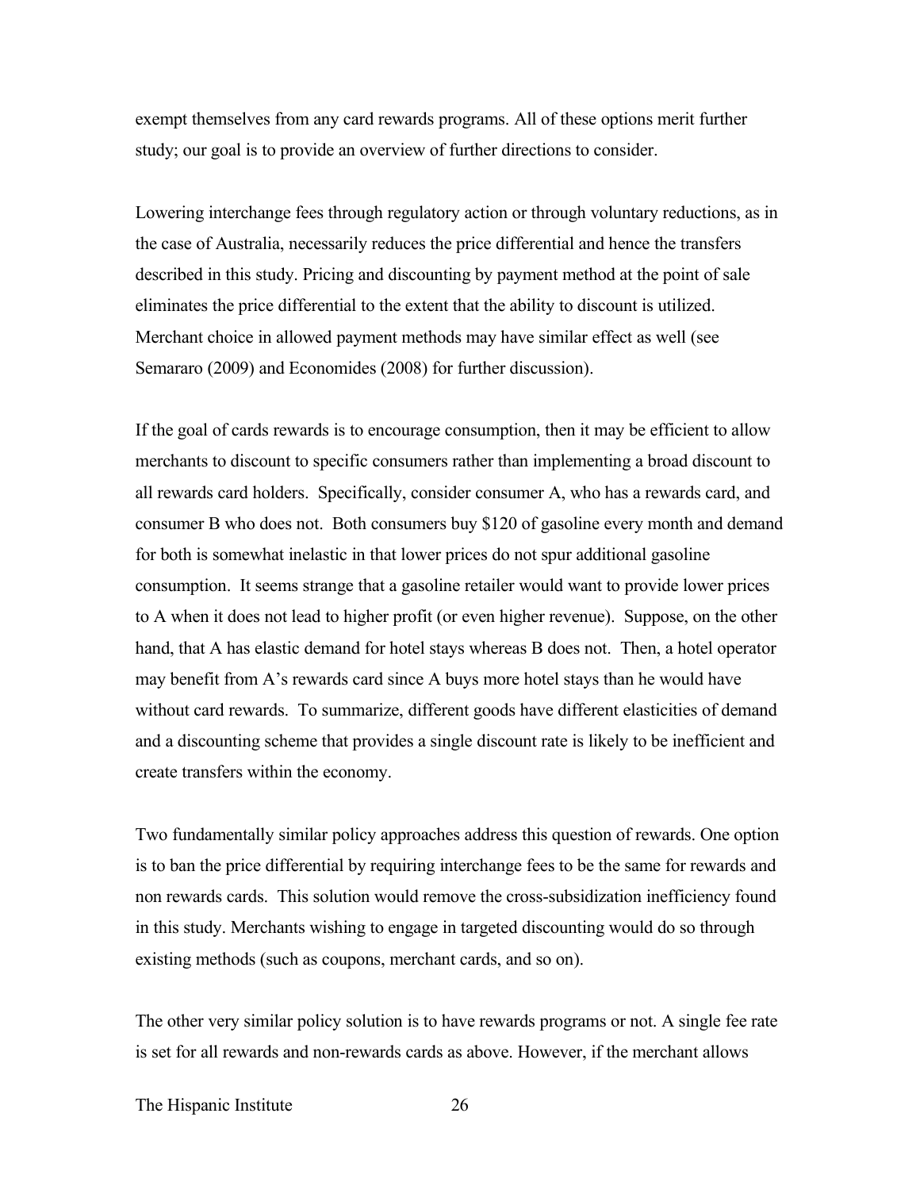exempt themselves from any card rewards programs. All of these options merit further study; our goal is to provide an overview of further directions to consider.

Lowering interchange fees through regulatory action or through voluntary reductions, as in the case of Australia, necessarily reduces the price differential and hence the transfers described in this study. Pricing and discounting by payment method at the point of sale eliminates the price differential to the extent that the ability to discount is utilized. Merchant choice in allowed payment methods may have similar effect as well (see Semararo (2009) and Economides (2008) for further discussion).

If the goal of cards rewards is to encourage consumption, then it may be efficient to allow merchants to discount to specific consumers rather than implementing a broad discount to all rewards card holders. Specifically, consider consumer A, who has a rewards card, and consumer B who does not. Both consumers buy \$120 of gasoline every month and demand for both is somewhat inelastic in that lower prices do not spur additional gasoline consumption. It seems strange that a gasoline retailer would want to provide lower prices to A when it does not lead to higher profit (or even higher revenue). Suppose, on the other hand, that A has elastic demand for hotel stays whereas B does not. Then, a hotel operator may benefit from A's rewards card since A buys more hotel stays than he would have without card rewards. To summarize, different goods have different elasticities of demand and a discounting scheme that provides a single discount rate is likely to be inefficient and create transfers within the economy.

Two fundamentally similar policy approaches address this question of rewards. One option is to ban the price differential by requiring interchange fees to be the same for rewards and non rewards cards. This solution would remove the cross-subsidization inefficiency found in this study. Merchants wishing to engage in targeted discounting would do so through existing methods (such as coupons, merchant cards, and so on).

The other very similar policy solution is to have rewards programs or not. A single fee rate is set for all rewards and non-rewards cards as above. However, if the merchant allows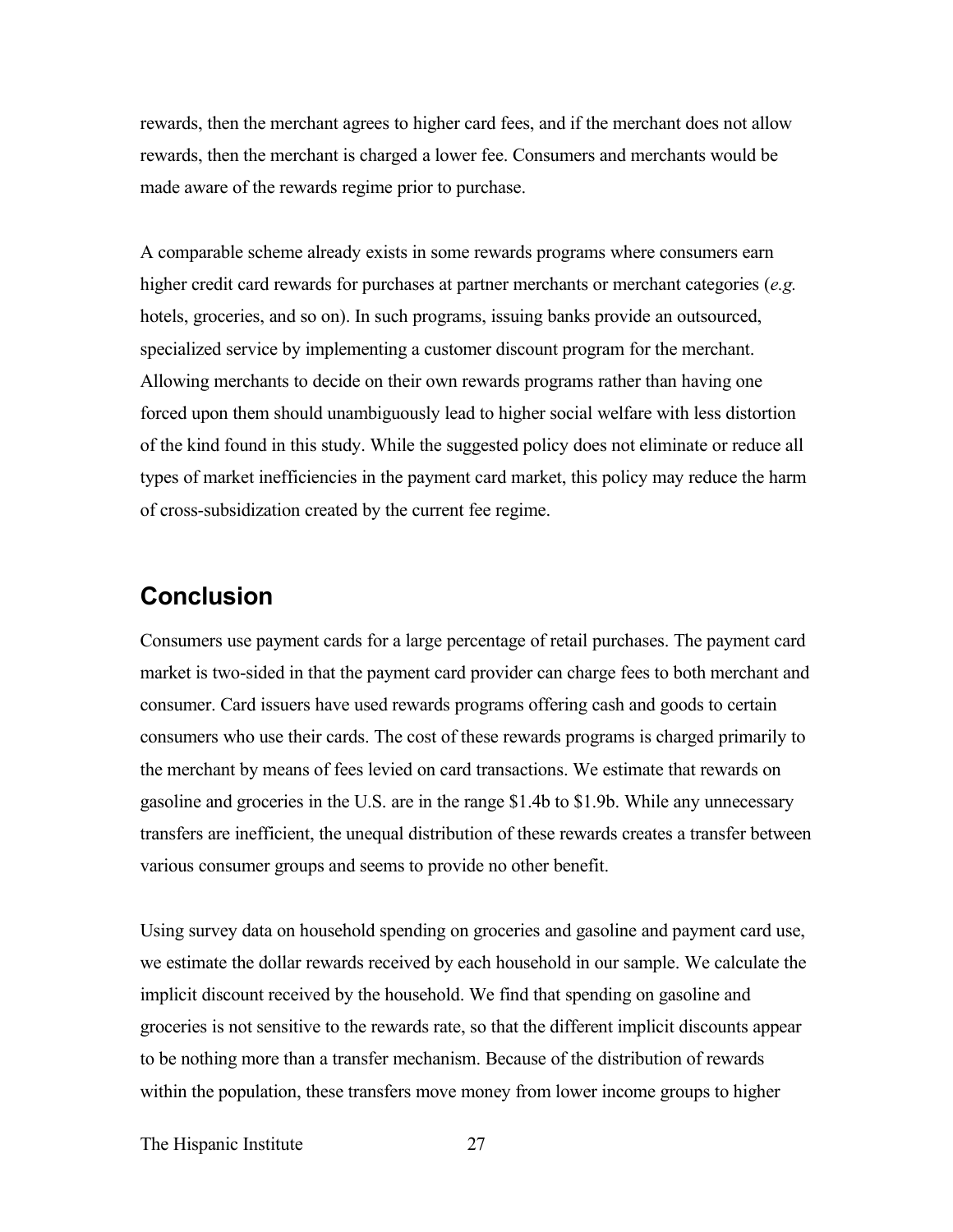rewards, then the merchant agrees to higher card fees, and if the merchant does not allow rewards, then the merchant is charged a lower fee. Consumers and merchants would be made aware of the rewards regime prior to purchase.

A comparable scheme already exists in some rewards programs where consumers earn higher credit card rewards for purchases at partner merchants or merchant categories (*e.g.* hotels, groceries, and so on). In such programs, issuing banks provide an outsourced, specialized service by implementing a customer discount program for the merchant. Allowing merchants to decide on their own rewards programs rather than having one forced upon them should unambiguously lead to higher social welfare with less distortion of the kind found in this study. While the suggested policy does not eliminate or reduce all types of market inefficiencies in the payment card market, this policy may reduce the harm of cross-subsidization created by the current fee regime.

## Conclusion

Consumers use payment cards for a large percentage of retail purchases. The payment card market is two-sided in that the payment card provider can charge fees to both merchant and consumer. Card issuers have used rewards programs offering cash and goods to certain consumers who use their cards. The cost of these rewards programs is charged primarily to the merchant by means of fees levied on card transactions. We estimate that rewards on gasoline and groceries in the U.S. are in the range $1.4b to $1.9b. While any unnecessary transfers are inefficient, the unequal distribution of these rewards creates a transfer between various consumer groups and seems to provide no other benefit.

Using survey data on household spending on groceries and gasoline and payment card use, we estimate the dollar rewards received by each household in our sample. We calculate the implicit discount received by the household. We find that spending on gasoline and groceries is not sensitive to the rewards rate, so that the different implicit discounts appear to be nothing more than a transfer mechanism. Because of the distribution of rewards within the population, these transfers move money from lower income groups to higher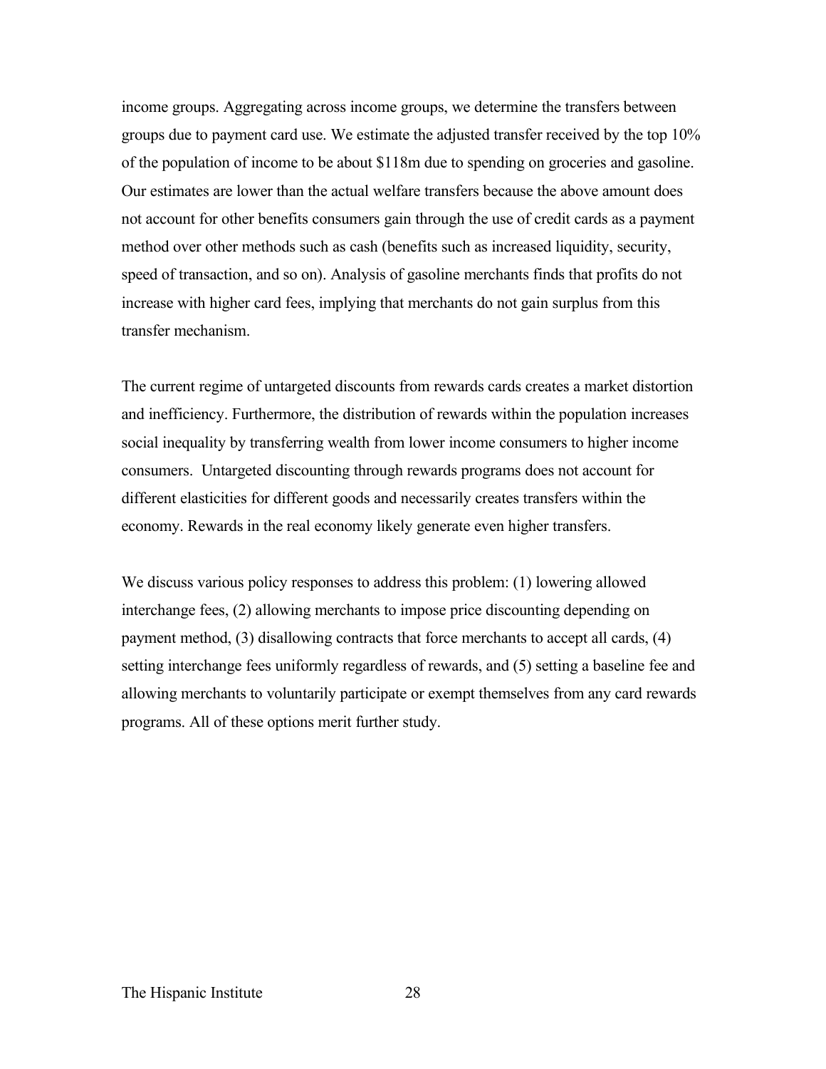income groups. Aggregating across income groups, we determine the transfers between groups due to payment card use. We estimate the adjusted transfer received by the top 10% of the population of income to be about $118m due to spending on groceries and gasoline. Our estimates are lower than the actual welfare transfers because the above amount does not account for other benefits consumers gain through the use of credit cards as a payment method over other methods such as cash (benefits such as increased liquidity, security, speed of transaction, and so on). Analysis of gasoline merchants finds that profits do not increase with higher card fees, implying that merchants do not gain surplus from this transfer mechanism.

The current regime of untargeted discounts from rewards cards creates a market distortion and inefficiency. Furthermore, the distribution of rewards within the population increases social inequality by transferring wealth from lower income consumers to higher income consumers. Untargeted discounting through rewards programs does not account for different elasticities for different goods and necessarily creates transfers within the economy. Rewards in the real economy likely generate even higher transfers.

We discuss various policy responses to address this problem: (1) lowering allowed interchange fees, (2) allowing merchants to impose price discounting depending on payment method, (3) disallowing contracts that force merchants to accept all cards, (4) setting interchange fees uniformly regardless of rewards, and (5) setting a baseline fee and allowing merchants to voluntarily participate or exempt themselves from any card rewards programs. All of these options merit further study.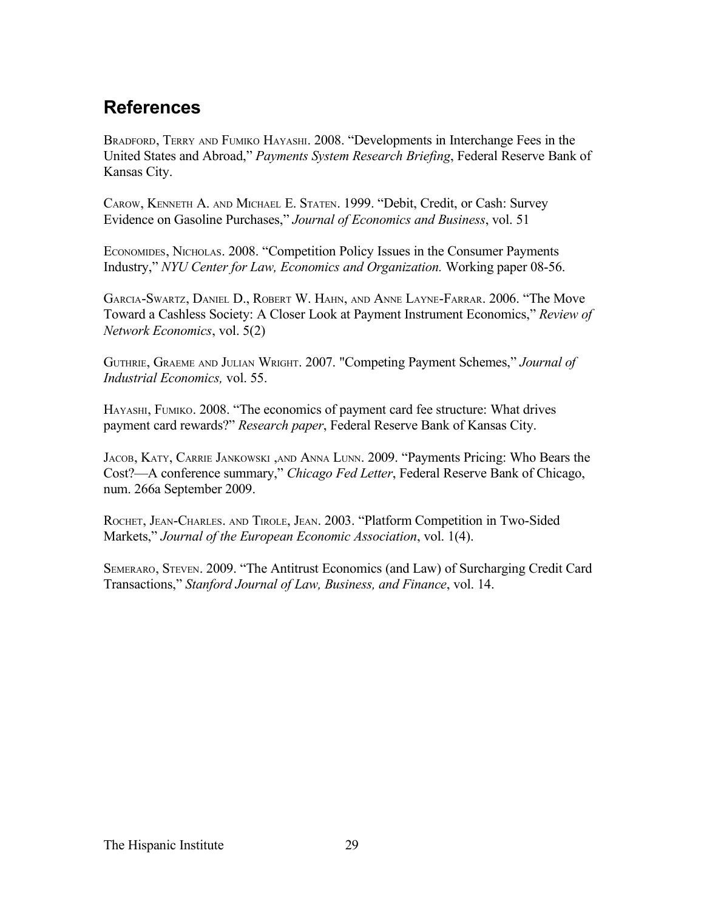## References

BRADFORD, TERRY AND FUMIKO HAYASHI. 2008. "Developments in Interchange Fees in the United States and Abroad," *Payments System Research Briefing*, Federal Reserve Bank of Kansas City.

CAROW, KENNETH A. AND MICHAEL E. STATEN. 1999. "Debit, Credit, or Cash: Survey Evidence on Gasoline Purchases," *Journal of Economics and Business*, vol. 51

ECONOMIDES, NICHOLAS. 2008. "Competition Policy Issues in the Consumer Payments Industry," *NYU Center for Law, Economics and Organization.* Working paper 08-56.

GARCIA-SWARTZ, DANIEL D., ROBERT W. HAHN, AND ANNE LAYNE-FARRAR. 2006. "The Move Toward a Cashless Society: A Closer Look at Payment Instrument Economics," *Review of Network Economics*, vol. 5(2)

GUTHRIE, GRAEME AND JULIAN WRIGHT. 2007. "Competing Payment Schemes," *Journal of Industrial Economics,* vol. 55.

HAYASHI, FUMIKO. 2008. "The economics of payment card fee structure: What drives payment card rewards?" *Research paper*, Federal Reserve Bank of Kansas City.

JACOB, KATY, CARRIE JANKOWSKI ,AND ANNA LUNN. 2009. "Payments Pricing: Who Bears the Cost?—A conference summary," *Chicago Fed Letter*, Federal Reserve Bank of Chicago, num. 266a September 2009.

ROCHET, JEAN-CHARLES. AND TIROLE, JEAN. 2003. "Platform Competition in Two-Sided Markets," *Journal of the European Economic Association*, vol. 1(4).

SEMERARO, STEVEN. 2009. "The Antitrust Economics (and Law) of Surcharging Credit Card Transactions," *Stanford Journal of Law, Business, and Finance*, vol. 14.